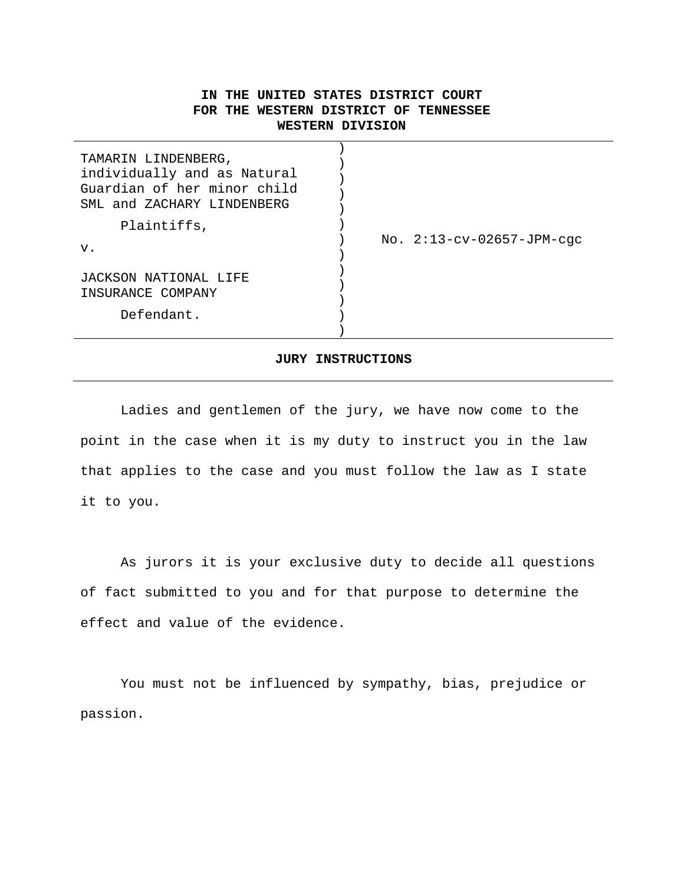**IN THE UNITED STATES DISTRICT COURT**
**FOR THE WESTERN DISTRICT OF TENNESSEE**
**WESTERN DIVISION**

| | |
|---|---|
| TAMARIN LINDENBERG, individually and as Natural Guardian of her minor child SML and ZACHARY LINDENBERG<br><br>Plaintiffs,<br><br>v.<br><br>JACKSON NATIONAL LIFE INSURANCE COMPANY<br><br>Defendant. | No. 2:13-cv-02657-JPM-cgc |

## JURY INSTRUCTIONS

Ladies and gentlemen of the jury, we have now come to the point in the case when it is my duty to instruct you in the law that applies to the case and you must follow the law as I state it to you.

As jurors it is your exclusive duty to decide all questions of fact submitted to you and for that purpose to determine the effect and value of the evidence.

You must not be influenced by sympathy, bias, prejudice or passion.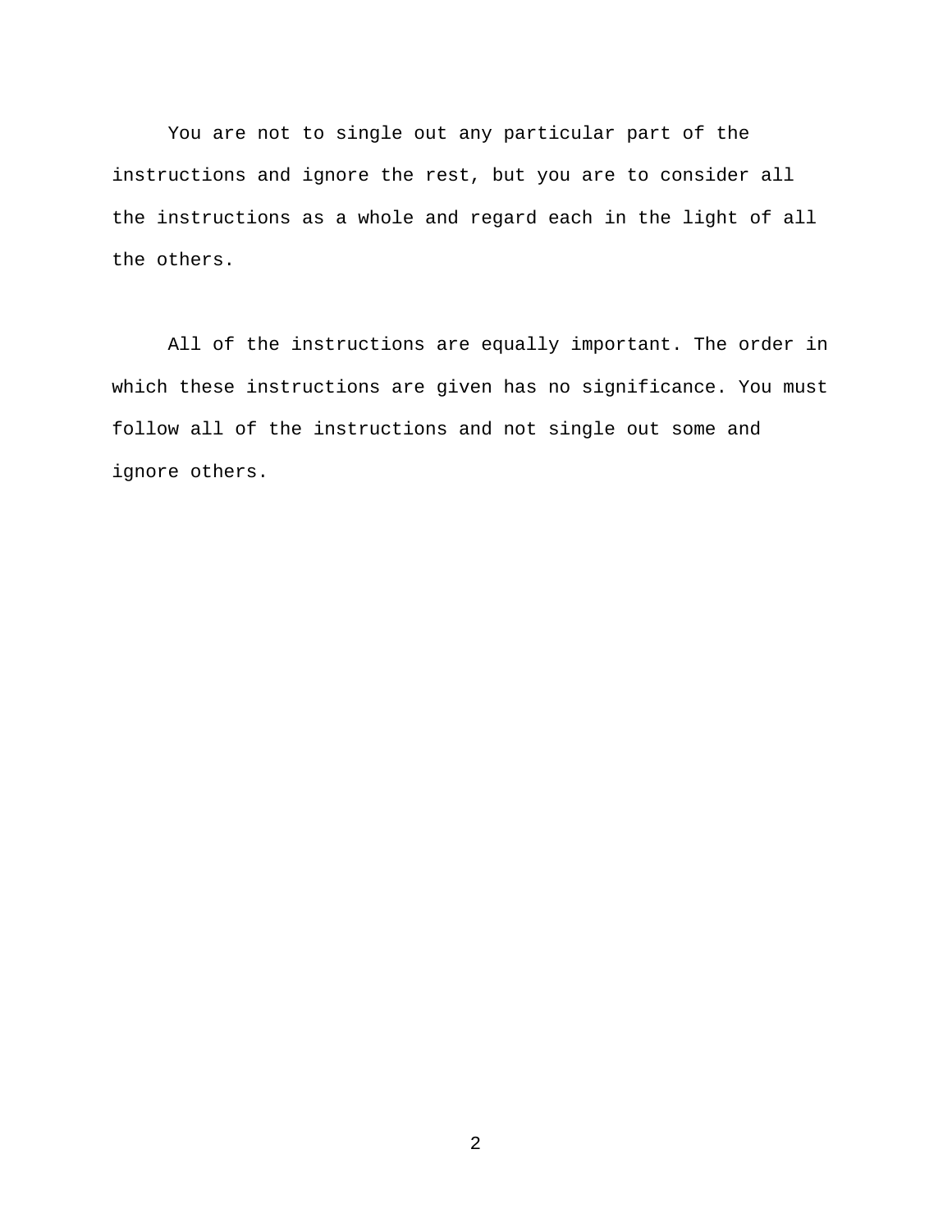You are not to single out any particular part of the instructions and ignore the rest, but you are to consider all the instructions as a whole and regard each in the light of all the others.

All of the instructions are equally important. The order in which these instructions are given has no significance. You must follow all of the instructions and not single out some and ignore others.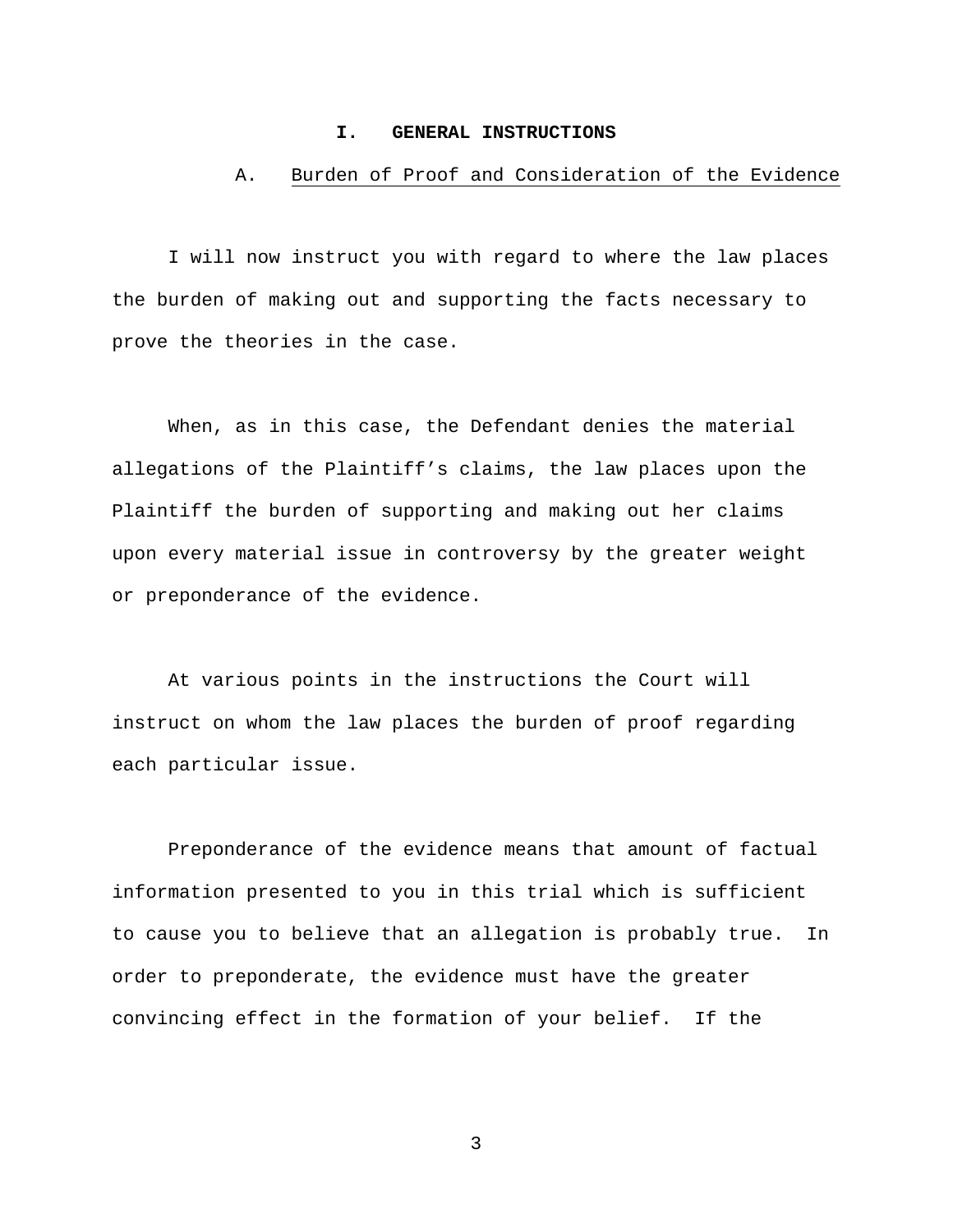# I. GENERAL INSTRUCTIONS

## A. Burden of Proof and Consideration of the Evidence

I will now instruct you with regard to where the law places the burden of making out and supporting the facts necessary to prove the theories in the case.

When, as in this case, the Defendant denies the material allegations of the Plaintiff's claims, the law places upon the Plaintiff the burden of supporting and making out her claims upon every material issue in controversy by the greater weight or preponderance of the evidence.

At various points in the instructions the Court will instruct on whom the law places the burden of proof regarding each particular issue.

Preponderance of the evidence means that amount of factual information presented to you in this trial which is sufficient to cause you to believe that an allegation is probably true. In order to preponderate, the evidence must have the greater convincing effect in the formation of your belief. If the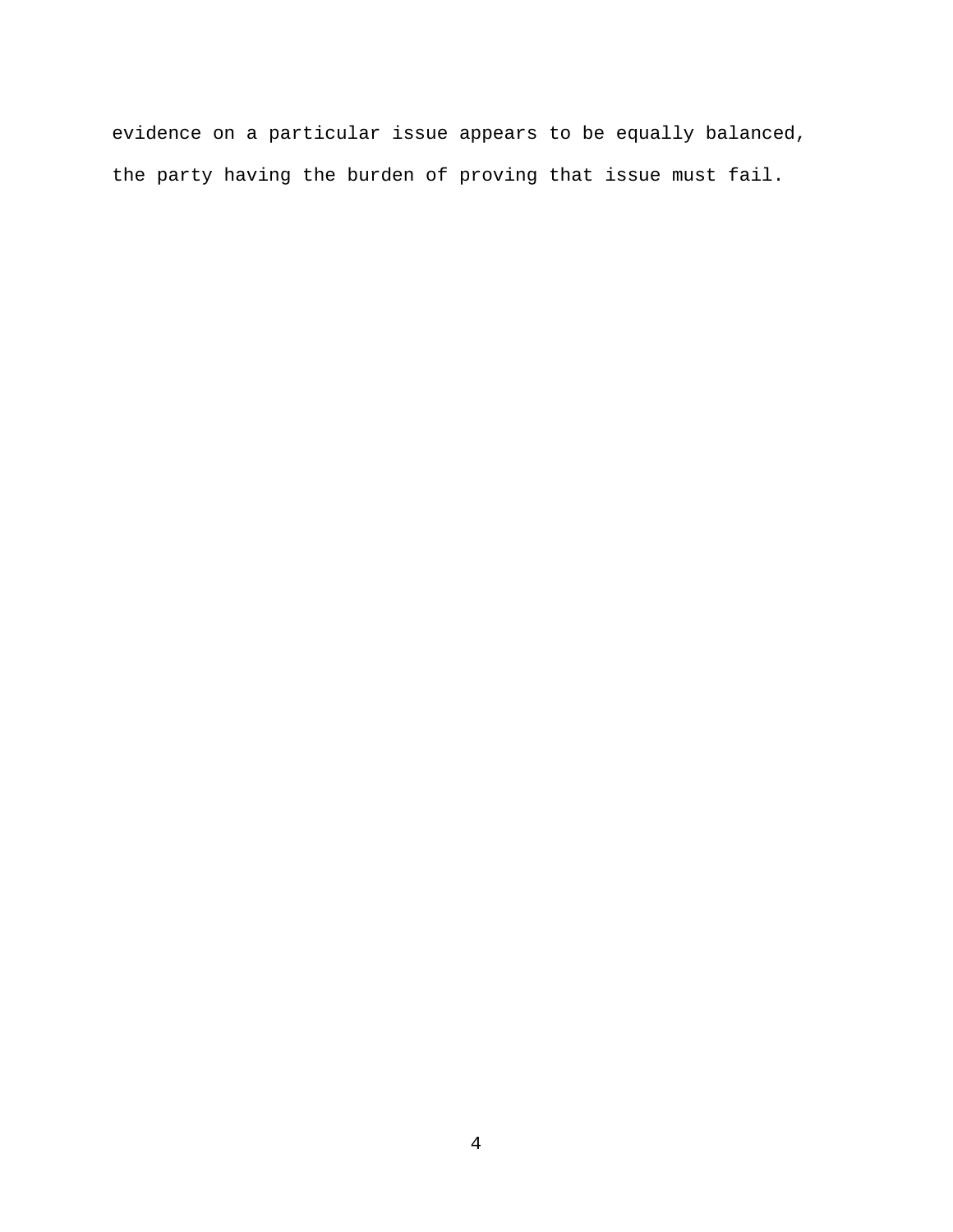evidence on a particular issue appears to be equally balanced, the party having the burden of proving that issue must fail.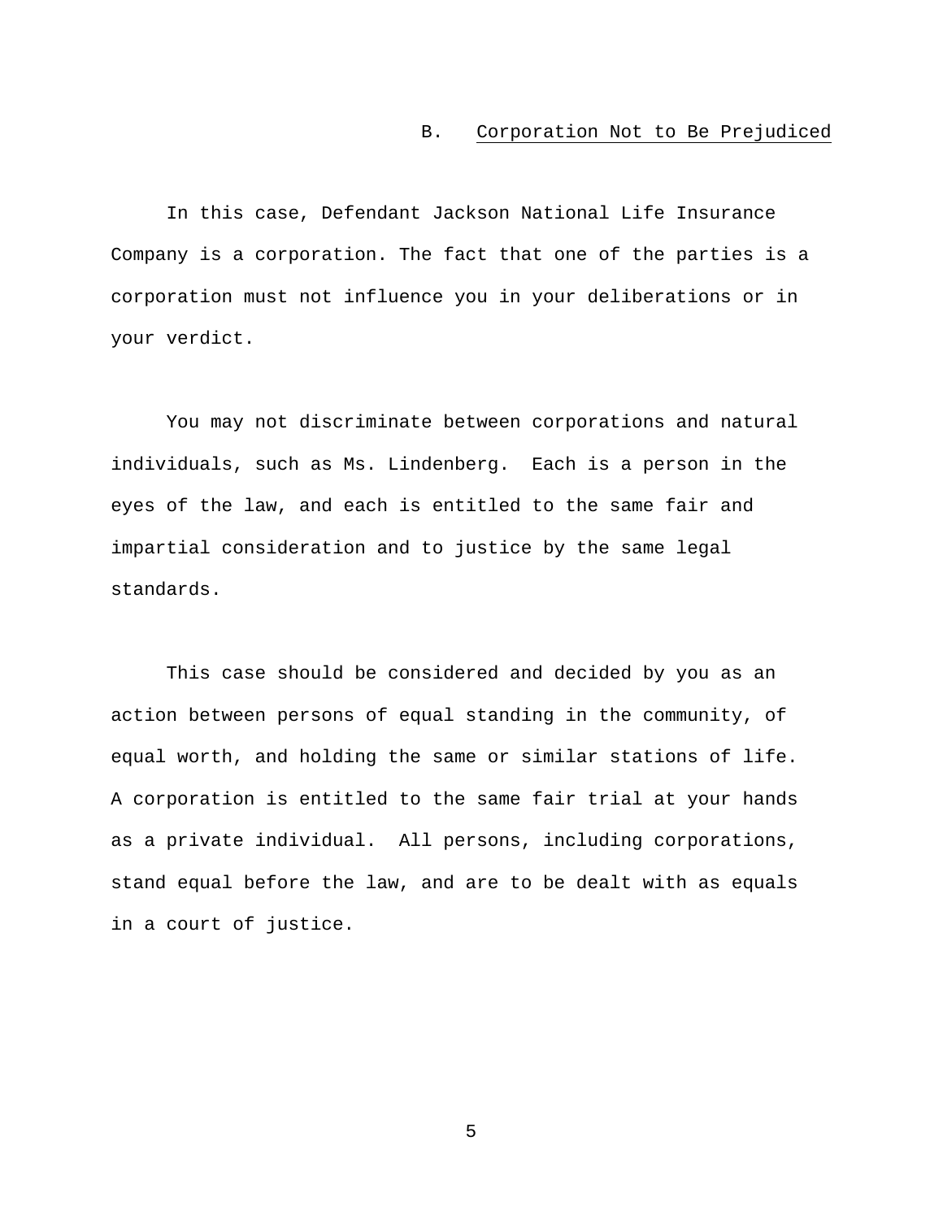### B. Corporation Not to Be Prejudiced

In this case, Defendant Jackson National Life Insurance Company is a corporation. The fact that one of the parties is a corporation must not influence you in your deliberations or in your verdict.

You may not discriminate between corporations and natural individuals, such as Ms. Lindenberg. Each is a person in the eyes of the law, and each is entitled to the same fair and impartial consideration and to justice by the same legal standards.

This case should be considered and decided by you as an action between persons of equal standing in the community, of equal worth, and holding the same or similar stations of life. A corporation is entitled to the same fair trial at your hands as a private individual. All persons, including corporations, stand equal before the law, and are to be dealt with as equals in a court of justice.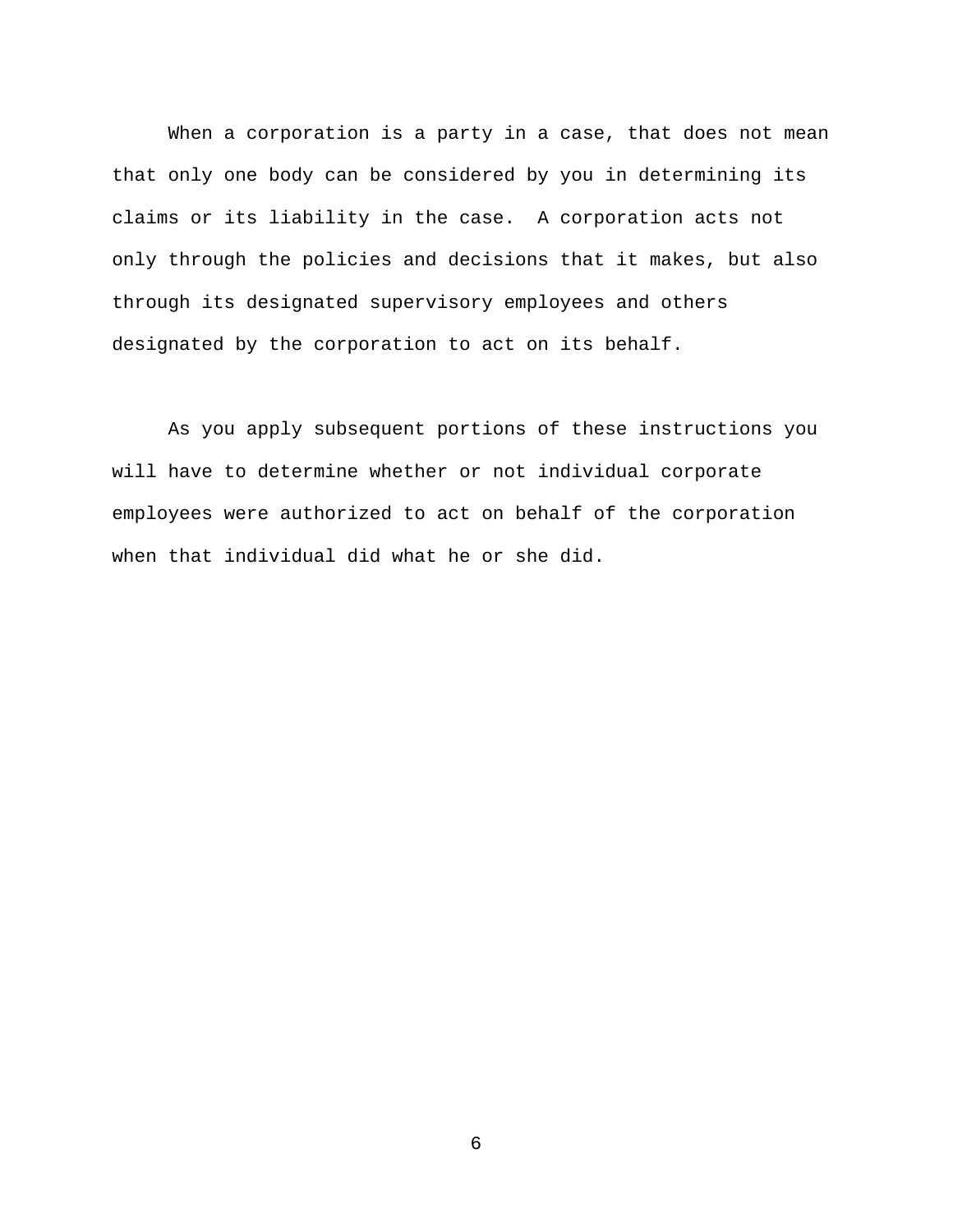When a corporation is a party in a case, that does not mean that only one body can be considered by you in determining its claims or its liability in the case. A corporation acts not only through the policies and decisions that it makes, but also through its designated supervisory employees and others designated by the corporation to act on its behalf.

As you apply subsequent portions of these instructions you will have to determine whether or not individual corporate employees were authorized to act on behalf of the corporation when that individual did what he or she did.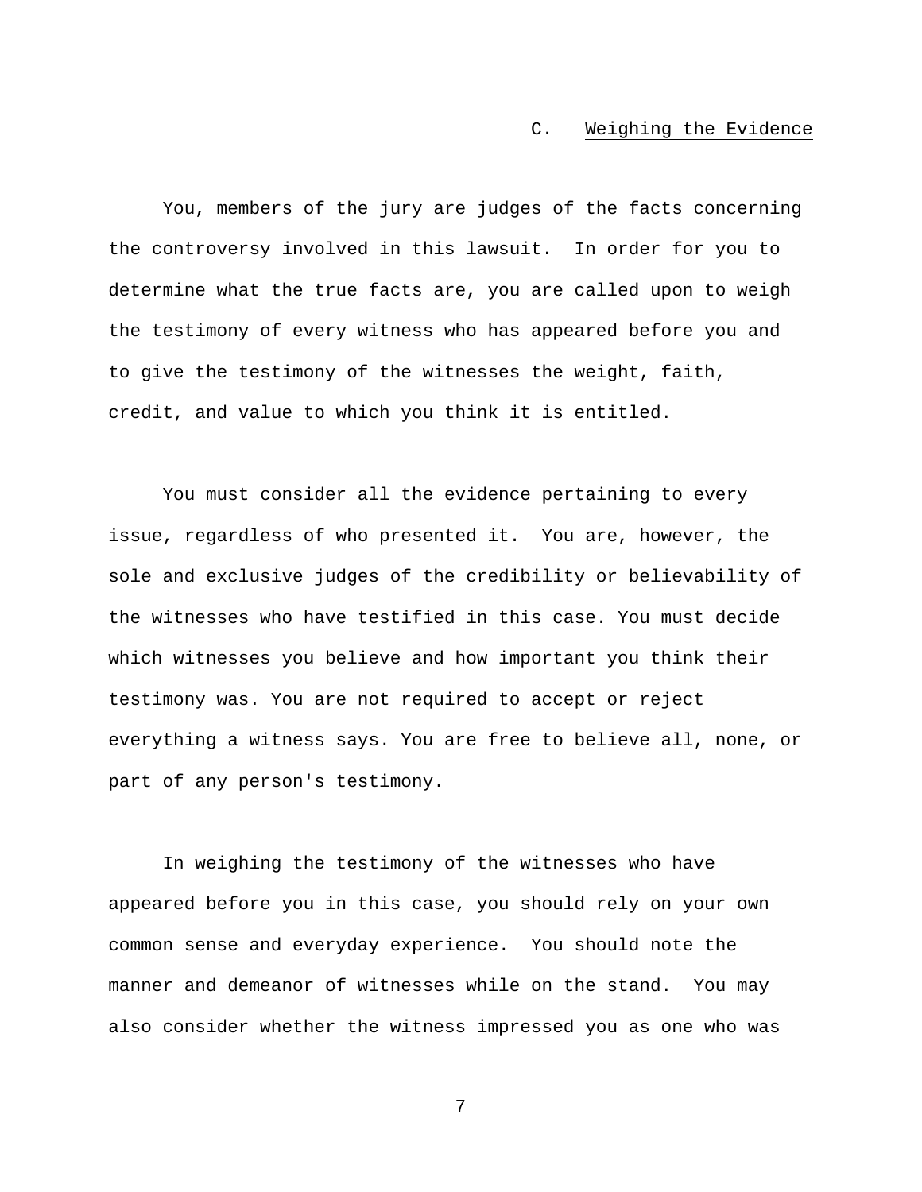### C. Weighing the Evidence

You, members of the jury are judges of the facts concerning the controversy involved in this lawsuit. In order for you to determine what the true facts are, you are called upon to weigh the testimony of every witness who has appeared before you and to give the testimony of the witnesses the weight, faith, credit, and value to which you think it is entitled.

You must consider all the evidence pertaining to every issue, regardless of who presented it. You are, however, the sole and exclusive judges of the credibility or believability of the witnesses who have testified in this case. You must decide which witnesses you believe and how important you think their testimony was. You are not required to accept or reject everything a witness says. You are free to believe all, none, or part of any person's testimony.

In weighing the testimony of the witnesses who have appeared before you in this case, you should rely on your own common sense and everyday experience. You should note the manner and demeanor of witnesses while on the stand. You may also consider whether the witness impressed you as one who was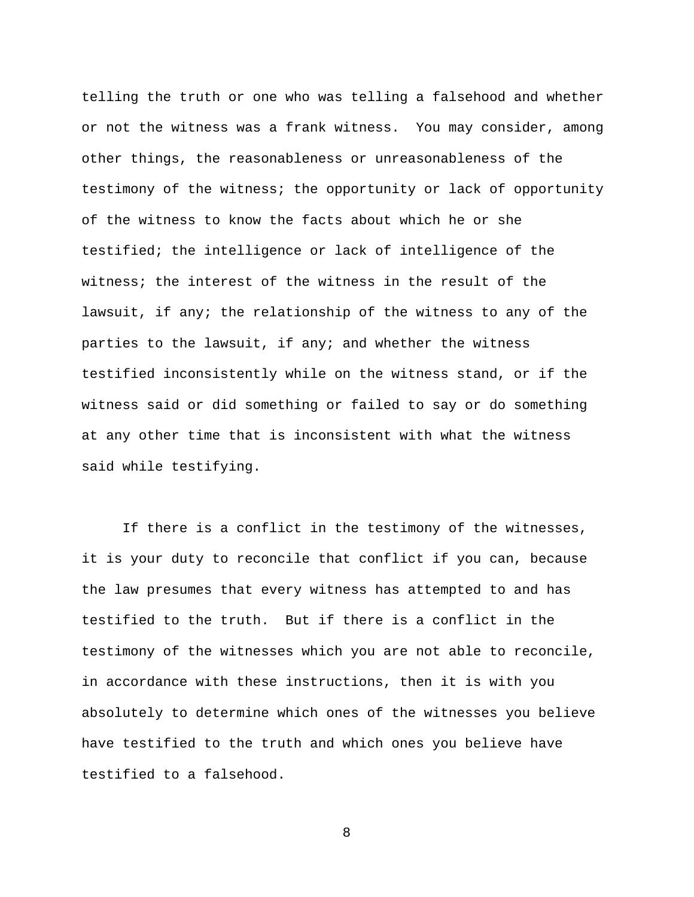telling the truth or one who was telling a falsehood and whether or not the witness was a frank witness. You may consider, among other things, the reasonableness or unreasonableness of the testimony of the witness; the opportunity or lack of opportunity of the witness to know the facts about which he or she testified; the intelligence or lack of intelligence of the witness; the interest of the witness in the result of the lawsuit, if any; the relationship of the witness to any of the parties to the lawsuit, if any; and whether the witness testified inconsistently while on the witness stand, or if the witness said or did something or failed to say or do something at any other time that is inconsistent with what the witness said while testifying.

If there is a conflict in the testimony of the witnesses, it is your duty to reconcile that conflict if you can, because the law presumes that every witness has attempted to and has testified to the truth. But if there is a conflict in the testimony of the witnesses which you are not able to reconcile, in accordance with these instructions, then it is with you absolutely to determine which ones of the witnesses you believe have testified to the truth and which ones you believe have testified to a falsehood.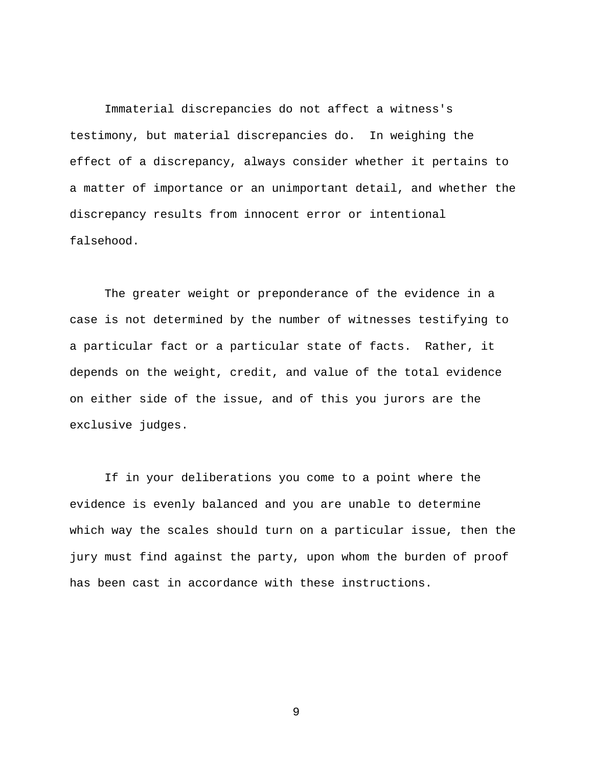Immaterial discrepancies do not affect a witness's testimony, but material discrepancies do. In weighing the effect of a discrepancy, always consider whether it pertains to a matter of importance or an unimportant detail, and whether the discrepancy results from innocent error or intentional falsehood.

The greater weight or preponderance of the evidence in a case is not determined by the number of witnesses testifying to a particular fact or a particular state of facts. Rather, it depends on the weight, credit, and value of the total evidence on either side of the issue, and of this you jurors are the exclusive judges.

If in your deliberations you come to a point where the evidence is evenly balanced and you are unable to determine which way the scales should turn on a particular issue, then the jury must find against the party, upon whom the burden of proof has been cast in accordance with these instructions.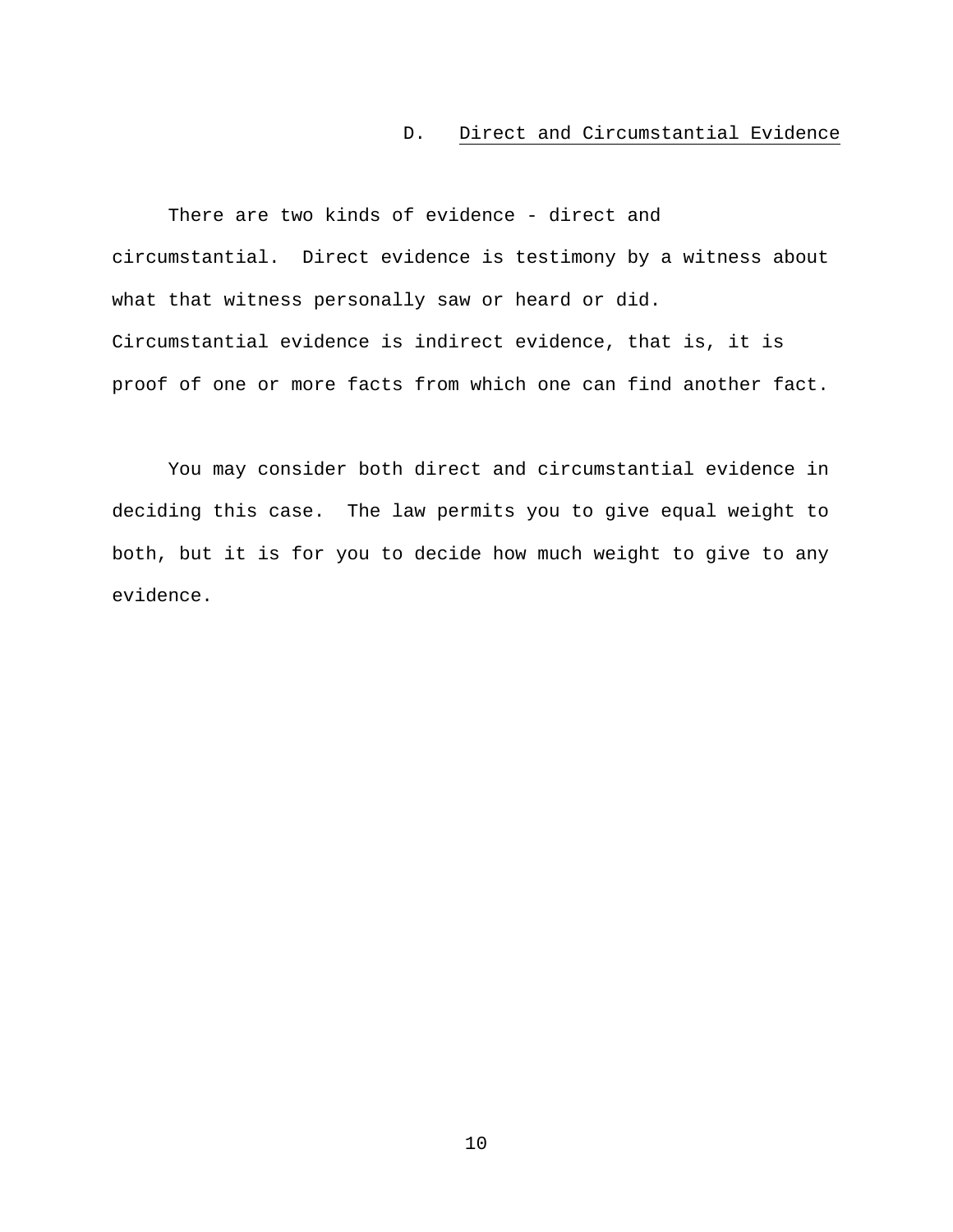### D. Direct and Circumstantial Evidence

There are two kinds of evidence - direct and circumstantial. Direct evidence is testimony by a witness about what that witness personally saw or heard or did. Circumstantial evidence is indirect evidence, that is, it is proof of one or more facts from which one can find another fact.

You may consider both direct and circumstantial evidence in deciding this case. The law permits you to give equal weight to both, but it is for you to decide how much weight to give to any evidence.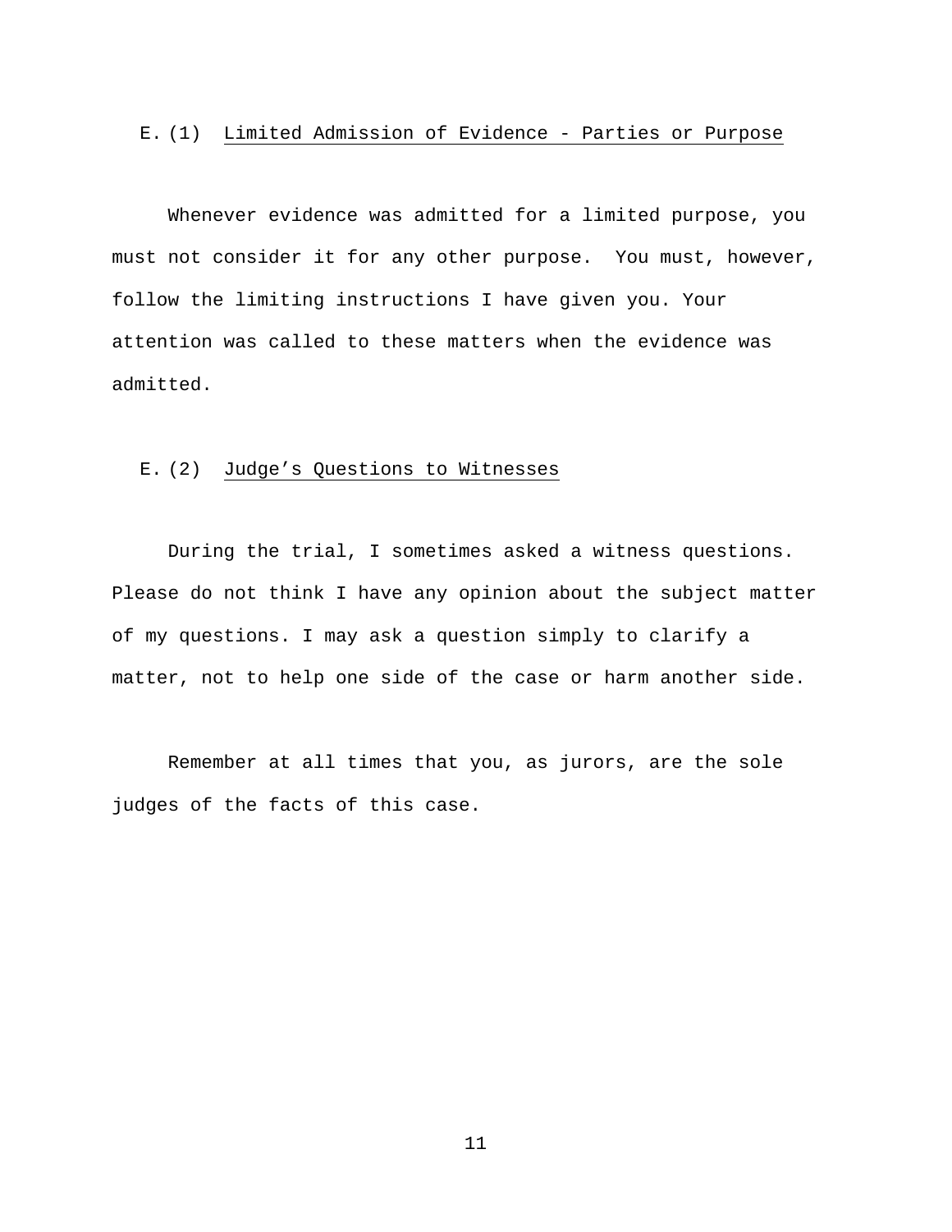## E. (1) Limited Admission of Evidence - Parties or Purpose

Whenever evidence was admitted for a limited purpose, you must not consider it for any other purpose. You must, however, follow the limiting instructions I have given you. Your attention was called to these matters when the evidence was admitted.

## E. (2) Judge's Questions to Witnesses

During the trial, I sometimes asked a witness questions. Please do not think I have any opinion about the subject matter of my questions. I may ask a question simply to clarify a matter, not to help one side of the case or harm another side.

Remember at all times that you, as jurors, are the sole judges of the facts of this case.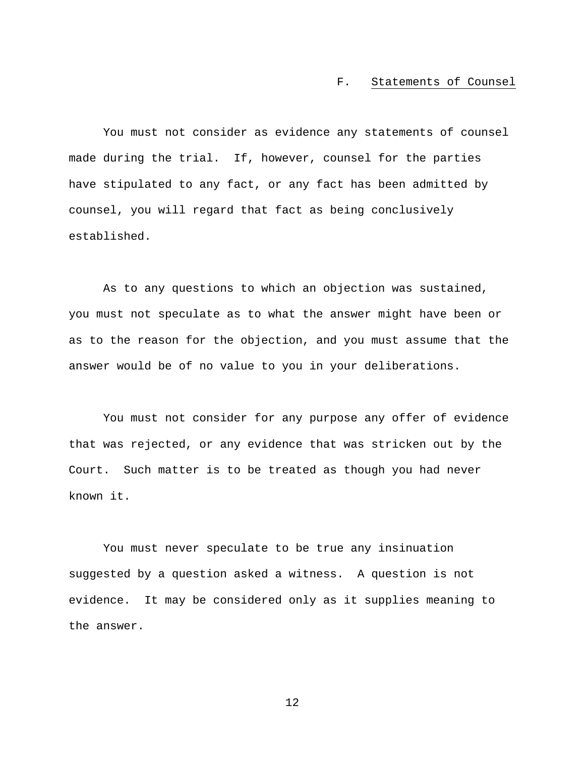### F. Statements of Counsel

You must not consider as evidence any statements of counsel made during the trial. If, however, counsel for the parties have stipulated to any fact, or any fact has been admitted by counsel, you will regard that fact as being conclusively established.

As to any questions to which an objection was sustained, you must not speculate as to what the answer might have been or as to the reason for the objection, and you must assume that the answer would be of no value to you in your deliberations.

You must not consider for any purpose any offer of evidence that was rejected, or any evidence that was stricken out by the Court. Such matter is to be treated as though you had never known it.

You must never speculate to be true any insinuation suggested by a question asked a witness. A question is not evidence. It may be considered only as it supplies meaning to the answer.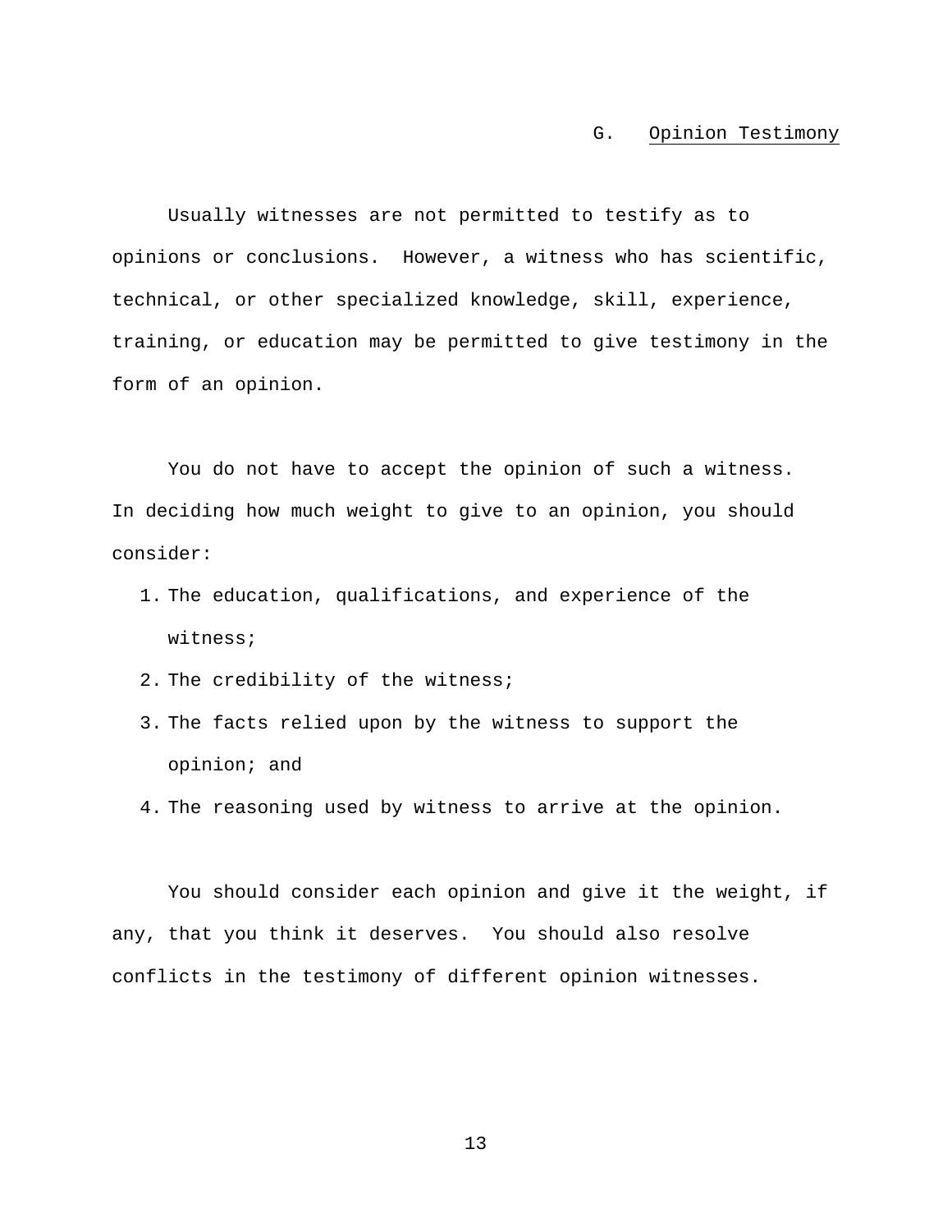## G. Opinion Testimony

Usually witnesses are not permitted to testify as to opinions or conclusions. However, a witness who has scientific, technical, or other specialized knowledge, skill, experience, training, or education may be permitted to give testimony in the form of an opinion.

You do not have to accept the opinion of such a witness. In deciding how much weight to give to an opinion, you should consider:

1. The education, qualifications, and experience of the witness;
2. The credibility of the witness;
3. The facts relied upon by the witness to support the opinion; and
4. The reasoning used by witness to arrive at the opinion.

You should consider each opinion and give it the weight, if any, that you think it deserves. You should also resolve conflicts in the testimony of different opinion witnesses.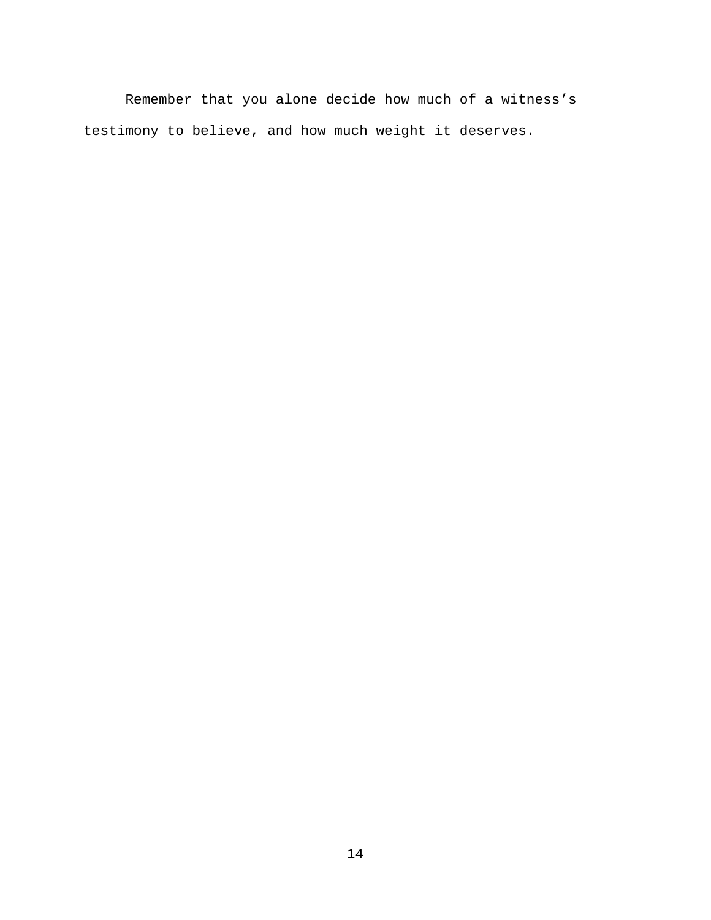Remember that you alone decide how much of a witness’s testimony to believe, and how much weight it deserves.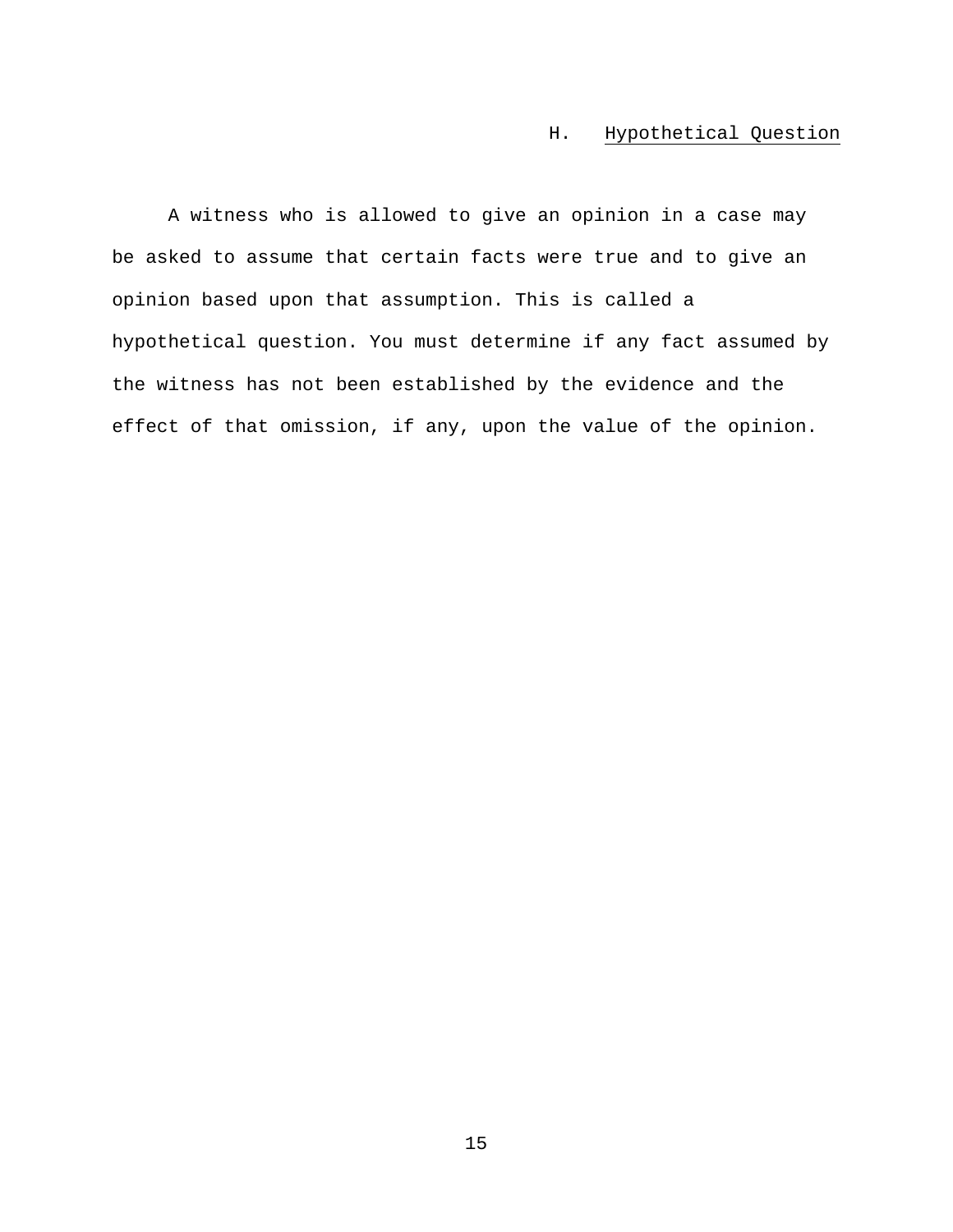## H. Hypothetical Question

A witness who is allowed to give an opinion in a case may be asked to assume that certain facts were true and to give an opinion based upon that assumption. This is called a hypothetical question. You must determine if any fact assumed by the witness has not been established by the evidence and the effect of that omission, if any, upon the value of the opinion.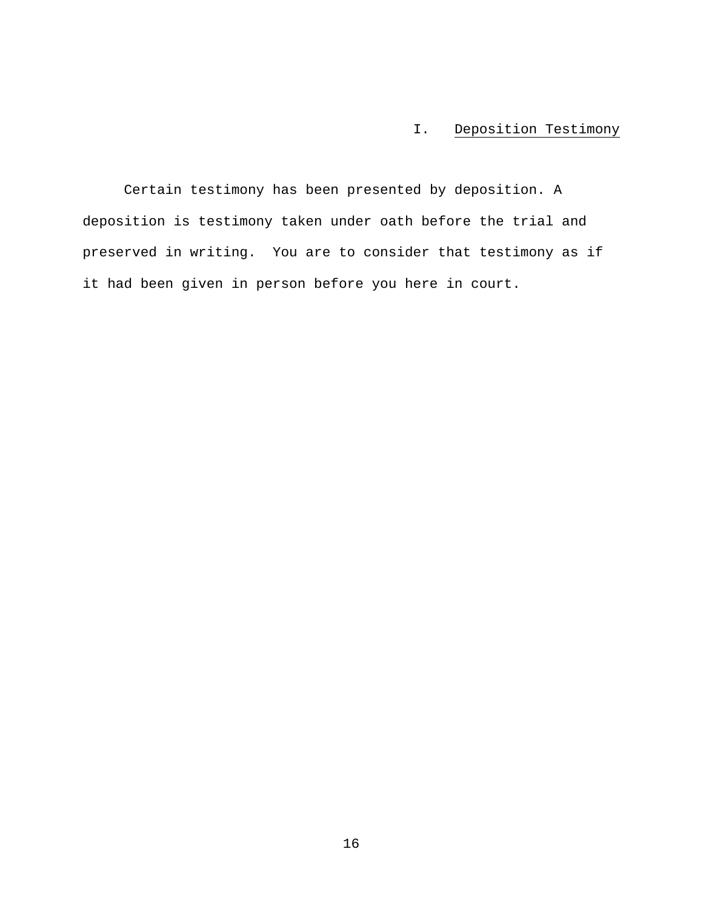## I. Deposition Testimony

Certain testimony has been presented by deposition. A deposition is testimony taken under oath before the trial and preserved in writing. You are to consider that testimony as if it had been given in person before you here in court.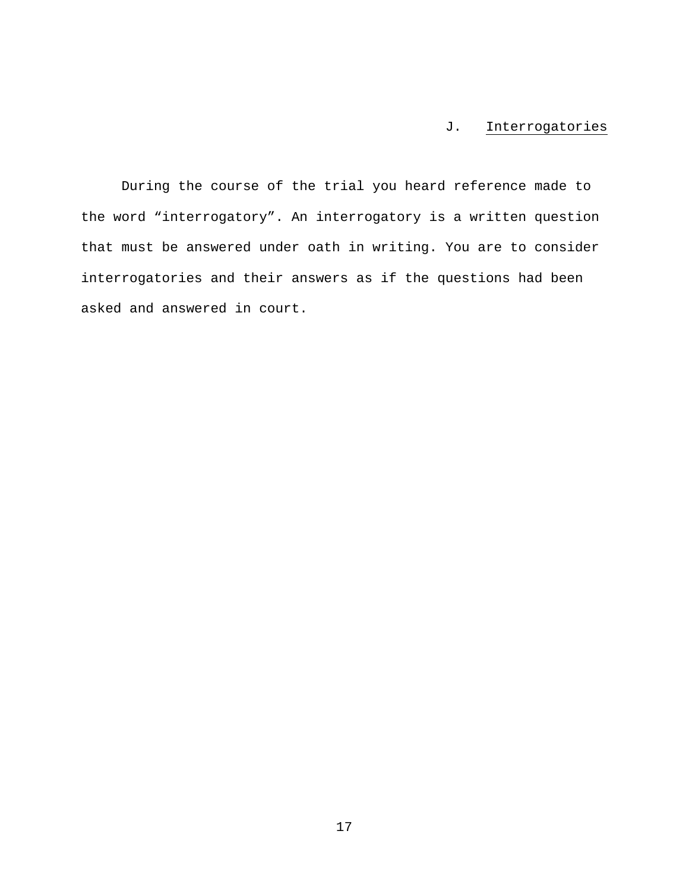### J. <u>Interrogatories</u>

During the course of the trial you heard reference made to the word “interrogatory”. An interrogatory is a written question that must be answered under oath in writing. You are to consider interrogatories and their answers as if the questions had been asked and answered in court.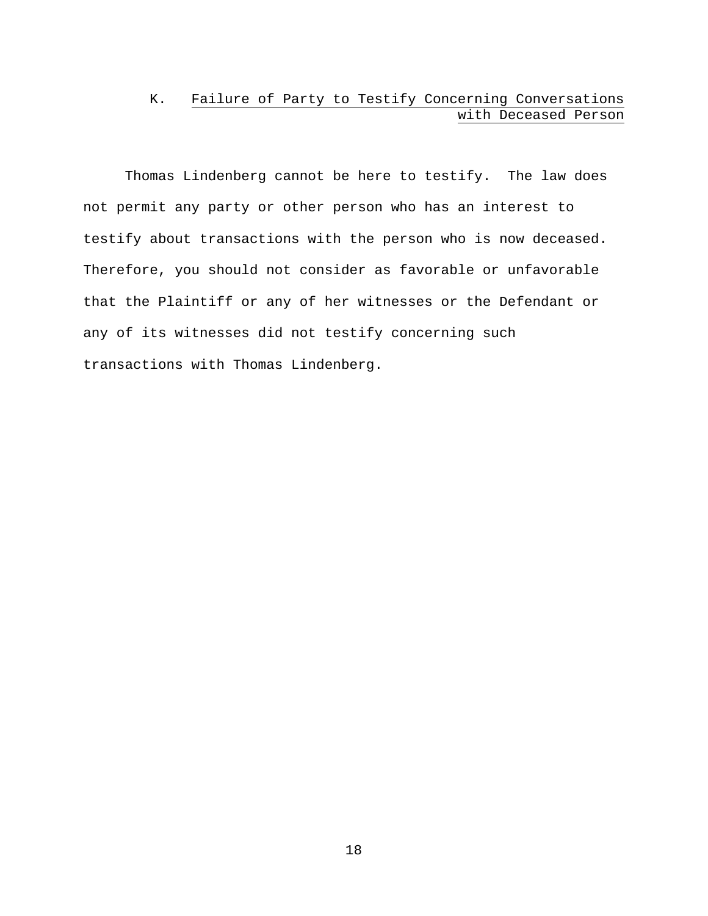## K. Failure of Party to Testify Concerning Conversations with Deceased Person

Thomas Lindenberg cannot be here to testify. The law does not permit any party or other person who has an interest to testify about transactions with the person who is now deceased. Therefore, you should not consider as favorable or unfavorable that the Plaintiff or any of her witnesses or the Defendant or any of its witnesses did not testify concerning such transactions with Thomas Lindenberg.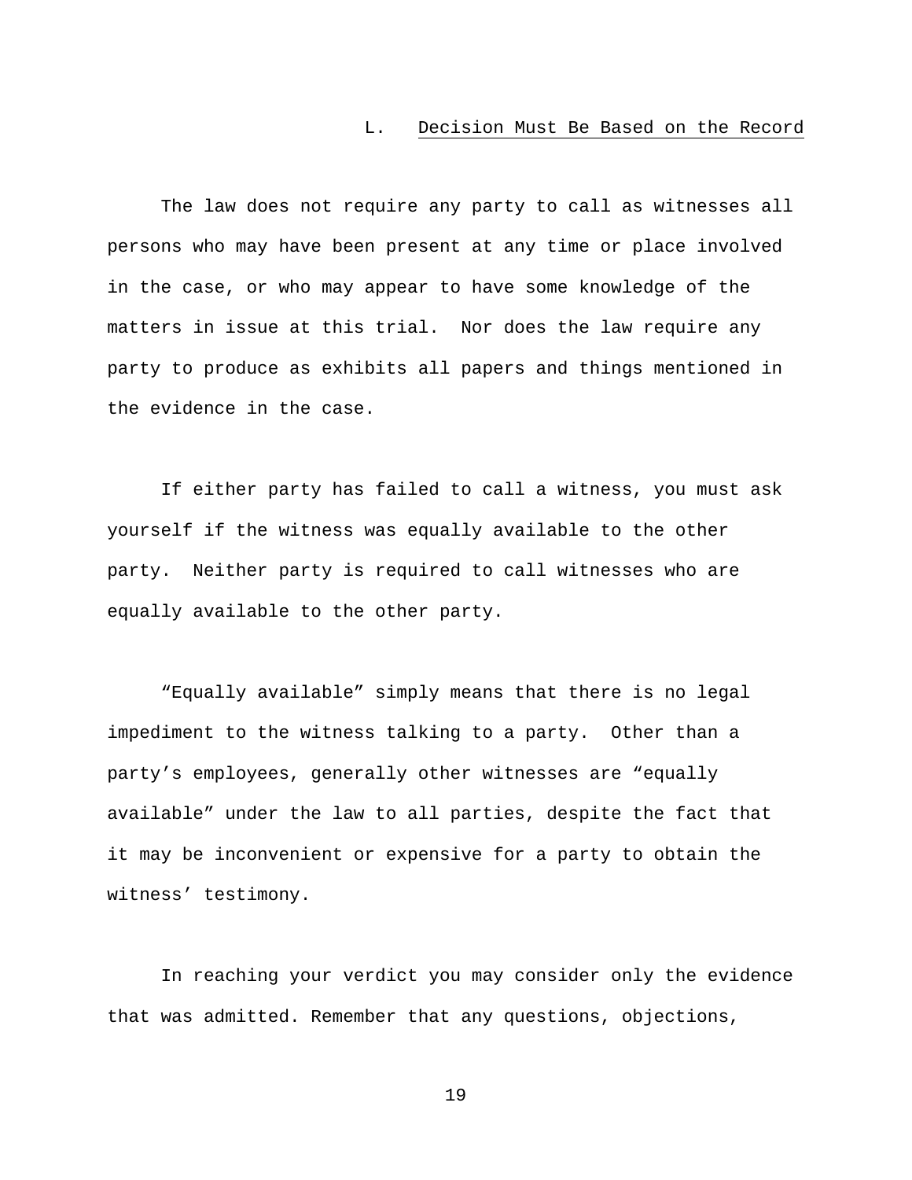## L. Decision Must Be Based on the Record

The law does not require any party to call as witnesses all persons who may have been present at any time or place involved in the case, or who may appear to have some knowledge of the matters in issue at this trial. Nor does the law require any party to produce as exhibits all papers and things mentioned in the evidence in the case.

If either party has failed to call a witness, you must ask yourself if the witness was equally available to the other party. Neither party is required to call witnesses who are equally available to the other party.

“Equally available” simply means that there is no legal impediment to the witness talking to a party. Other than a party’s employees, generally other witnesses are “equally available” under the law to all parties, despite the fact that it may be inconvenient or expensive for a party to obtain the witness’ testimony.

In reaching your verdict you may consider only the evidence that was admitted. Remember that any questions, objections,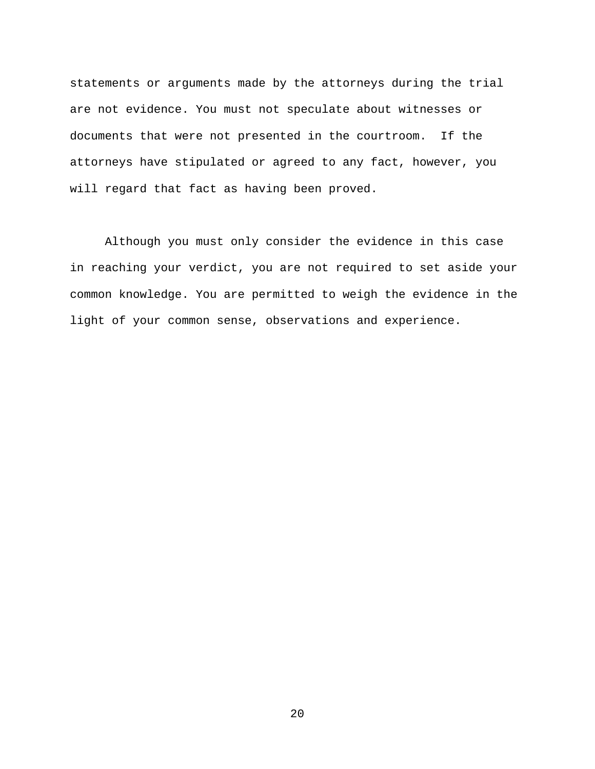statements or arguments made by the attorneys during the trial are not evidence. You must not speculate about witnesses or documents that were not presented in the courtroom. If the attorneys have stipulated or agreed to any fact, however, you will regard that fact as having been proved.

Although you must only consider the evidence in this case in reaching your verdict, you are not required to set aside your common knowledge. You are permitted to weigh the evidence in the light of your common sense, observations and experience.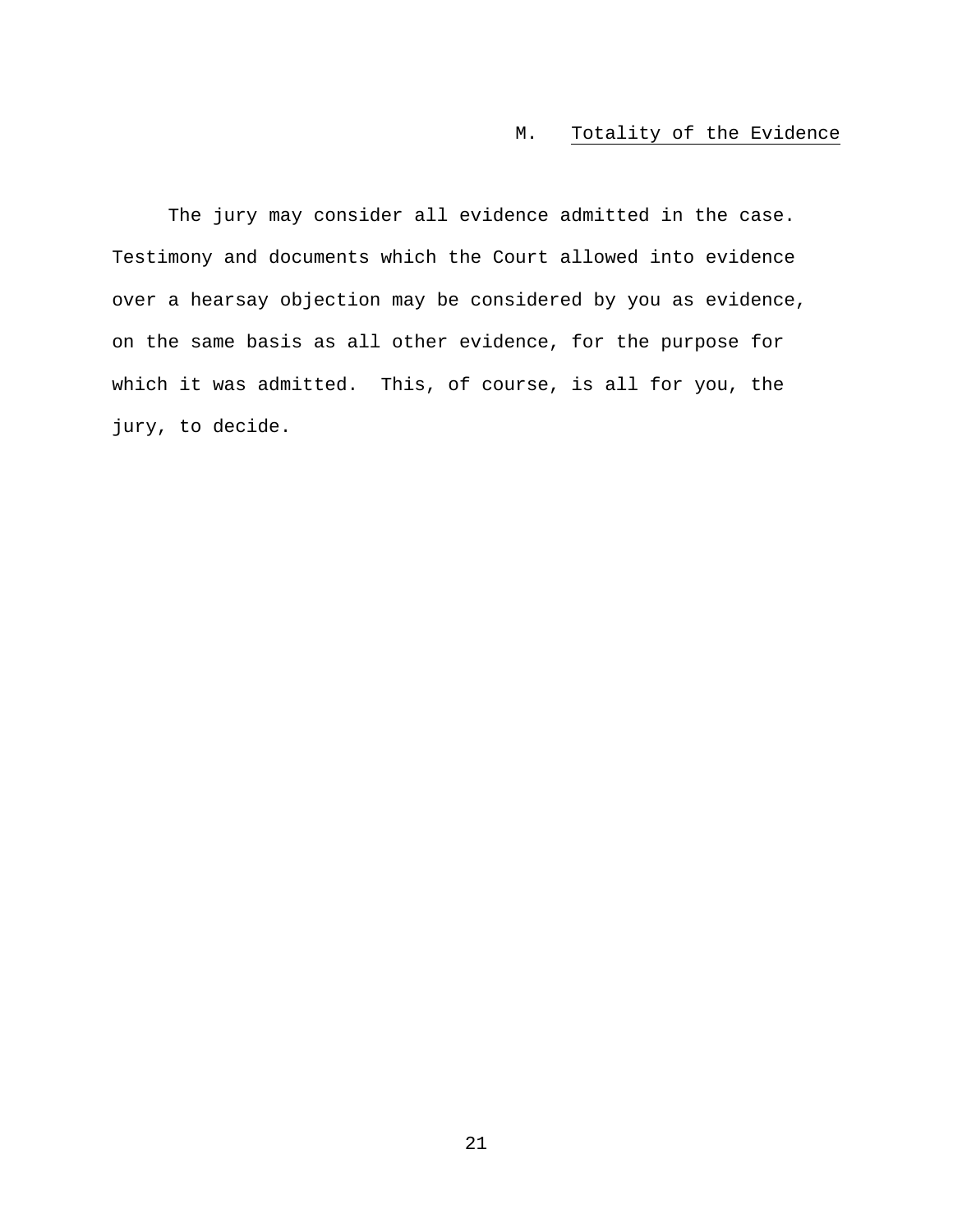### M. Totality of the Evidence

The jury may consider all evidence admitted in the case. Testimony and documents which the Court allowed into evidence over a hearsay objection may be considered by you as evidence, on the same basis as all other evidence, for the purpose for which it was admitted. This, of course, is all for you, the jury, to decide.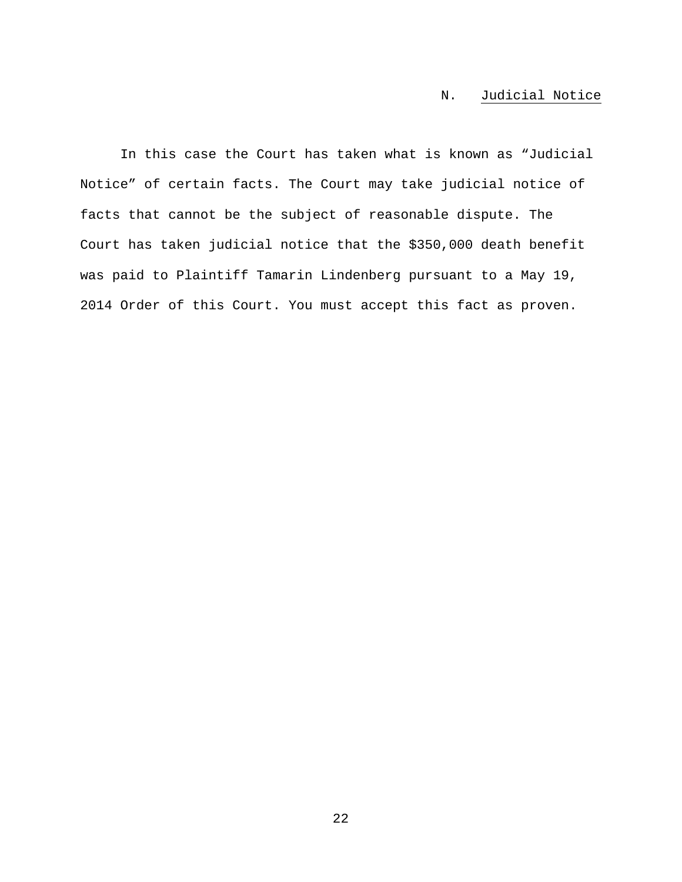## N. Judicial Notice

In this case the Court has taken what is known as "Judicial Notice" of certain facts. The Court may take judicial notice of facts that cannot be the subject of reasonable dispute. The Court has taken judicial notice that the $350,000 death benefit was paid to Plaintiff Tamarin Lindenberg pursuant to a May 19, 2014 Order of this Court. You must accept this fact as proven.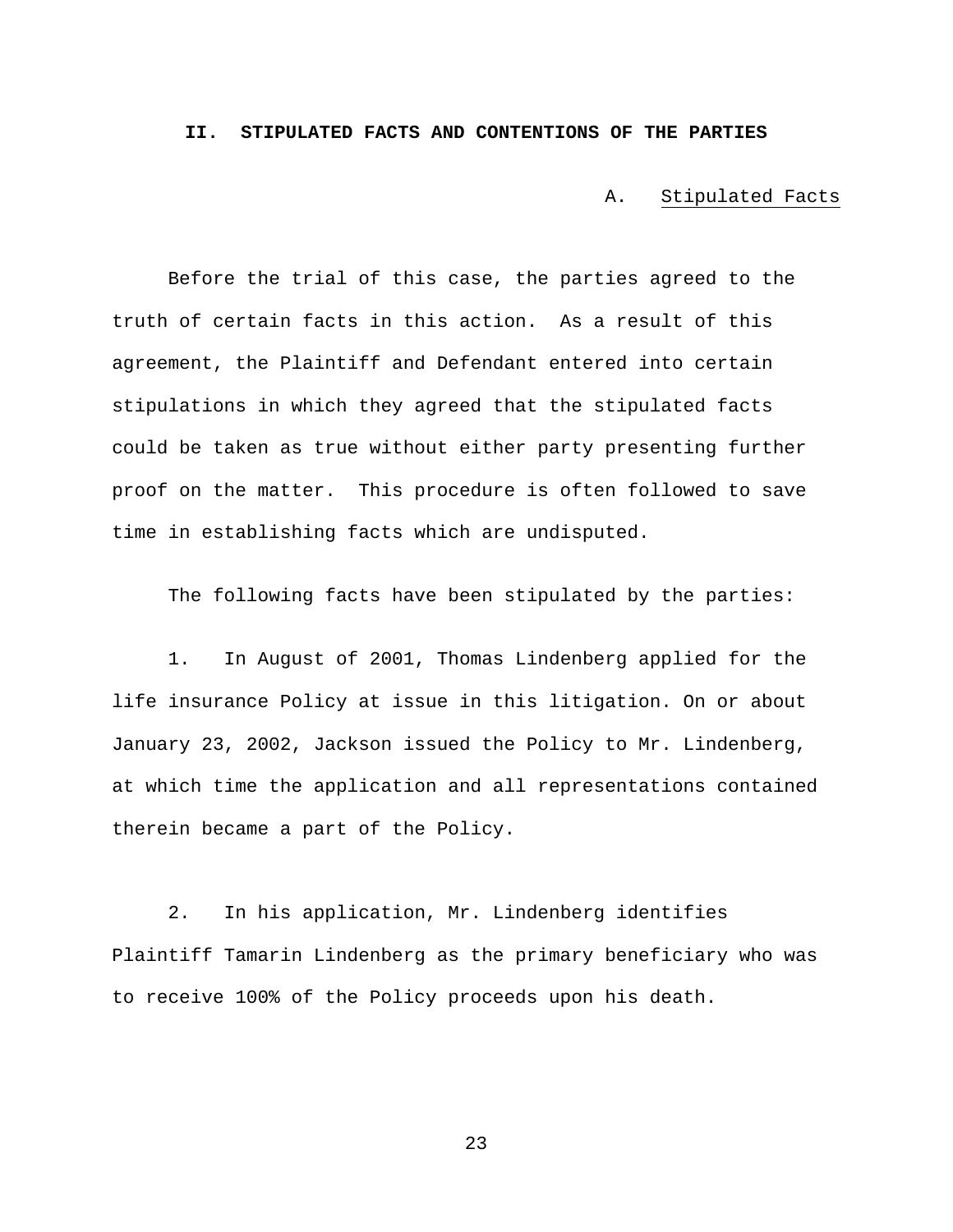## II. STIPULATED FACTS AND CONTENTIONS OF THE PARTIES

### A. Stipulated Facts

Before the trial of this case, the parties agreed to the truth of certain facts in this action. As a result of this agreement, the Plaintiff and Defendant entered into certain stipulations in which they agreed that the stipulated facts could be taken as true without either party presenting further proof on the matter. This procedure is often followed to save time in establishing facts which are undisputed.

The following facts have been stipulated by the parties:

1. In August of 2001, Thomas Lindenberg applied for the life insurance Policy at issue in this litigation. On or about January 23, 2002, Jackson issued the Policy to Mr. Lindenberg, at which time the application and all representations contained therein became a part of the Policy.

2. In his application, Mr. Lindenberg identifies Plaintiff Tamarin Lindenberg as the primary beneficiary who was to receive 100% of the Policy proceeds upon his death.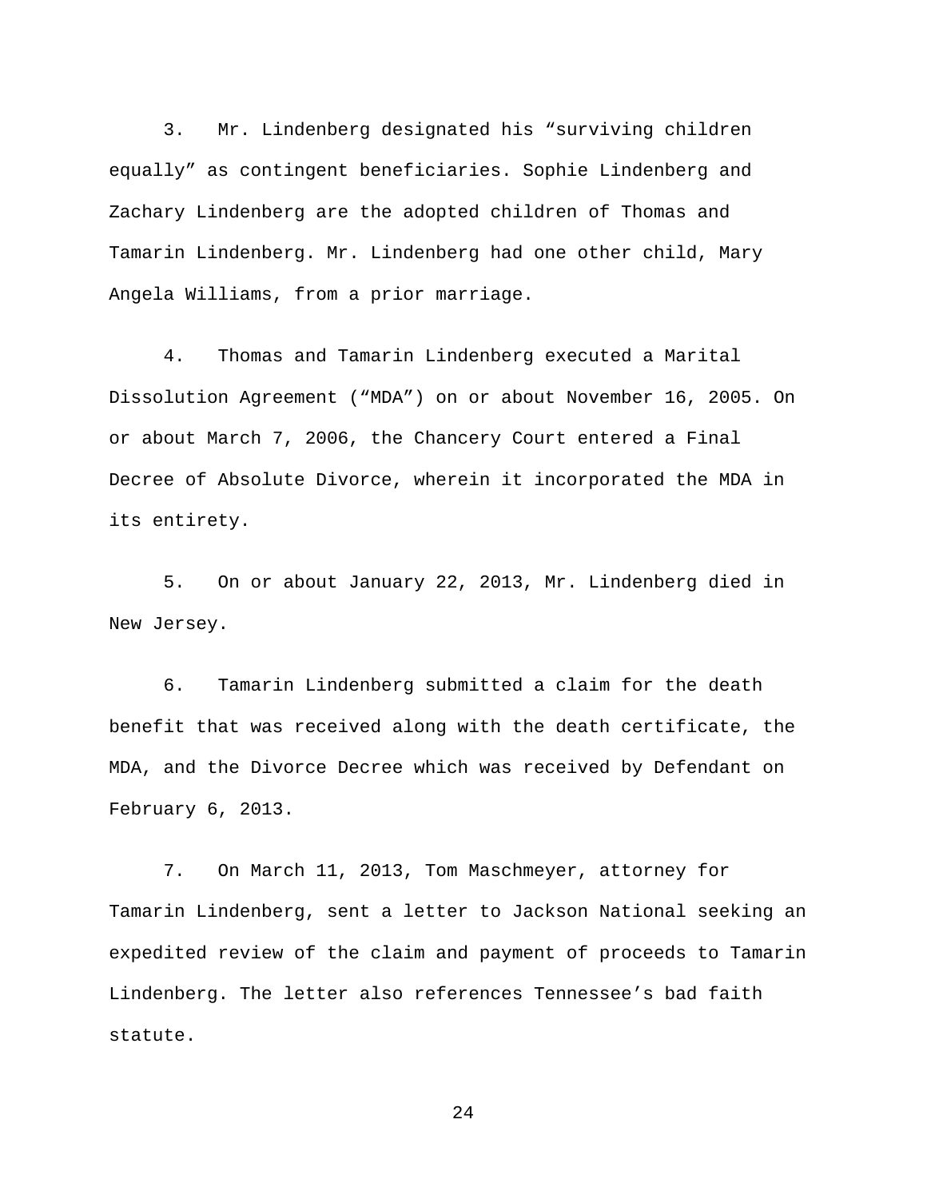3. Mr. Lindenberg designated his “surviving children equally” as contingent beneficiaries. Sophie Lindenberg and Zachary Lindenberg are the adopted children of Thomas and Tamarin Lindenberg. Mr. Lindenberg had one other child, Mary Angela Williams, from a prior marriage.

4. Thomas and Tamarin Lindenberg executed a Marital Dissolution Agreement (“MDA”) on or about November 16, 2005. On or about March 7, 2006, the Chancery Court entered a Final Decree of Absolute Divorce, wherein it incorporated the MDA in its entirety.

5. On or about January 22, 2013, Mr. Lindenberg died in New Jersey.

6. Tamarin Lindenberg submitted a claim for the death benefit that was received along with the death certificate, the MDA, and the Divorce Decree which was received by Defendant on February 6, 2013.

7. On March 11, 2013, Tom Maschmeyer, attorney for Tamarin Lindenberg, sent a letter to Jackson National seeking an expedited review of the claim and payment of proceeds to Tamarin Lindenberg. The letter also references Tennessee’s bad faith statute.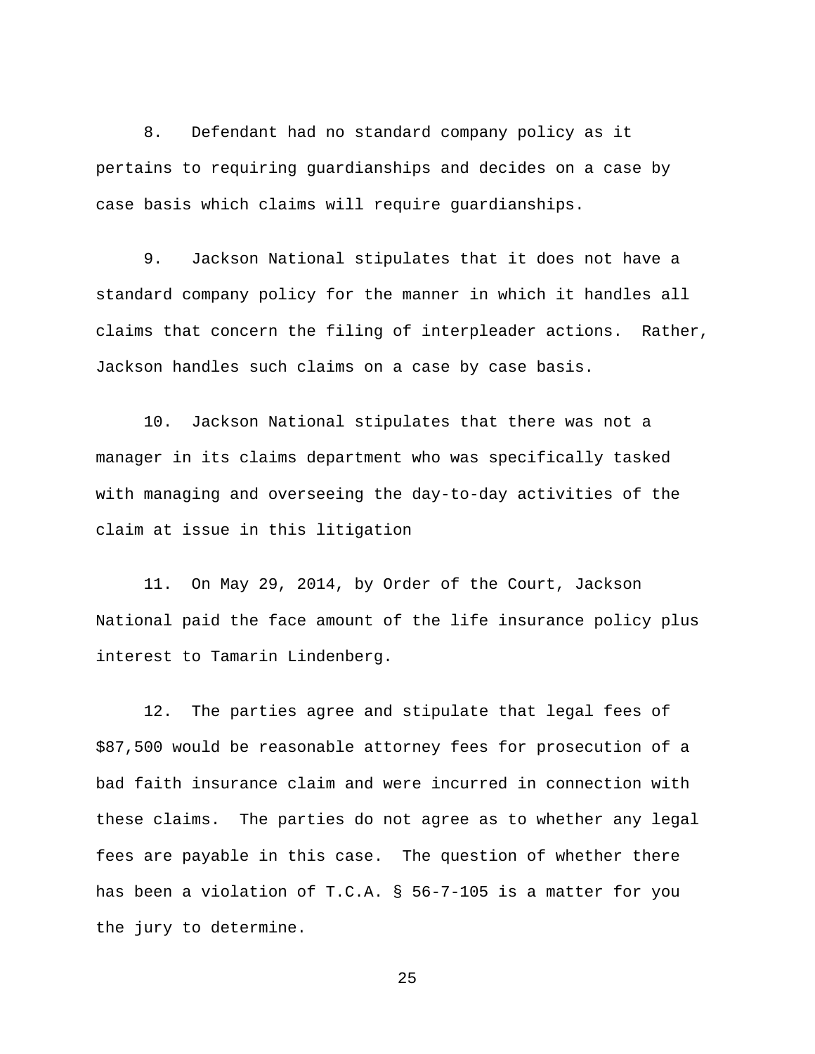8. Defendant had no standard company policy as it pertains to requiring guardianships and decides on a case by case basis which claims will require guardianships.

9. Jackson National stipulates that it does not have a standard company policy for the manner in which it handles all claims that concern the filing of interpleader actions. Rather, Jackson handles such claims on a case by case basis.

10. Jackson National stipulates that there was not a manager in its claims department who was specifically tasked with managing and overseeing the day-to-day activities of the claim at issue in this litigation

11. On May 29, 2014, by Order of the Court, Jackson National paid the face amount of the life insurance policy plus interest to Tamarin Lindenberg.

12. The parties agree and stipulate that legal fees of $87,500 would be reasonable attorney fees for prosecution of a bad faith insurance claim and were incurred in connection with these claims. The parties do not agree as to whether any legal fees are payable in this case. The question of whether there has been a violation of T.C.A. § 56-7-105 is a matter for you the jury to determine.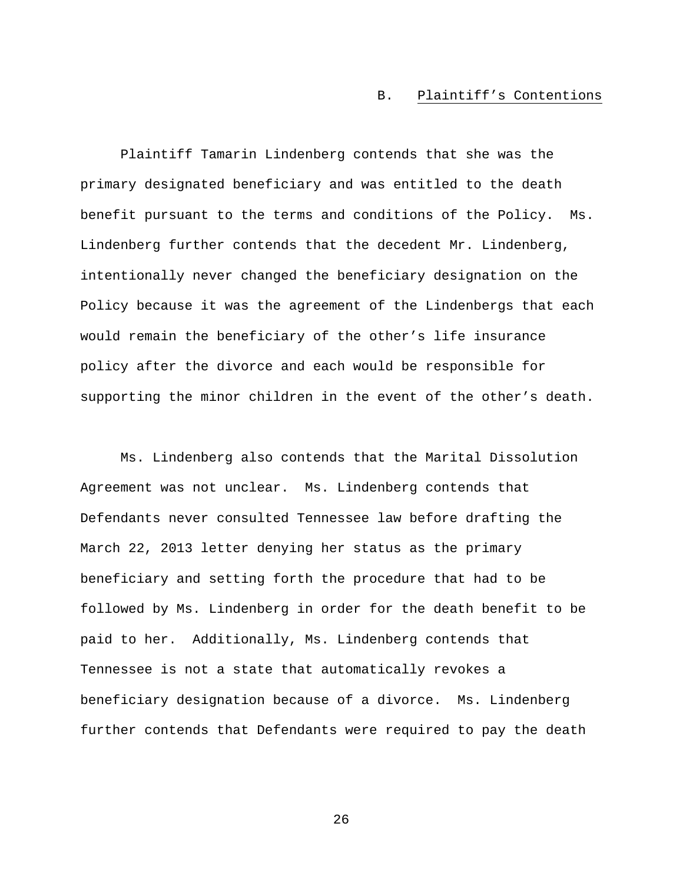### B. Plaintiff's Contentions

Plaintiff Tamarin Lindenberg contends that she was the primary designated beneficiary and was entitled to the death benefit pursuant to the terms and conditions of the Policy. Ms. Lindenberg further contends that the decedent Mr. Lindenberg, intentionally never changed the beneficiary designation on the Policy because it was the agreement of the Lindenbergs that each would remain the beneficiary of the other's life insurance policy after the divorce and each would be responsible for supporting the minor children in the event of the other's death.

Ms. Lindenberg also contends that the Marital Dissolution Agreement was not unclear. Ms. Lindenberg contends that Defendants never consulted Tennessee law before drafting the March 22, 2013 letter denying her status as the primary beneficiary and setting forth the procedure that had to be followed by Ms. Lindenberg in order for the death benefit to be paid to her. Additionally, Ms. Lindenberg contends that Tennessee is not a state that automatically revokes a beneficiary designation because of a divorce. Ms. Lindenberg further contends that Defendants were required to pay the death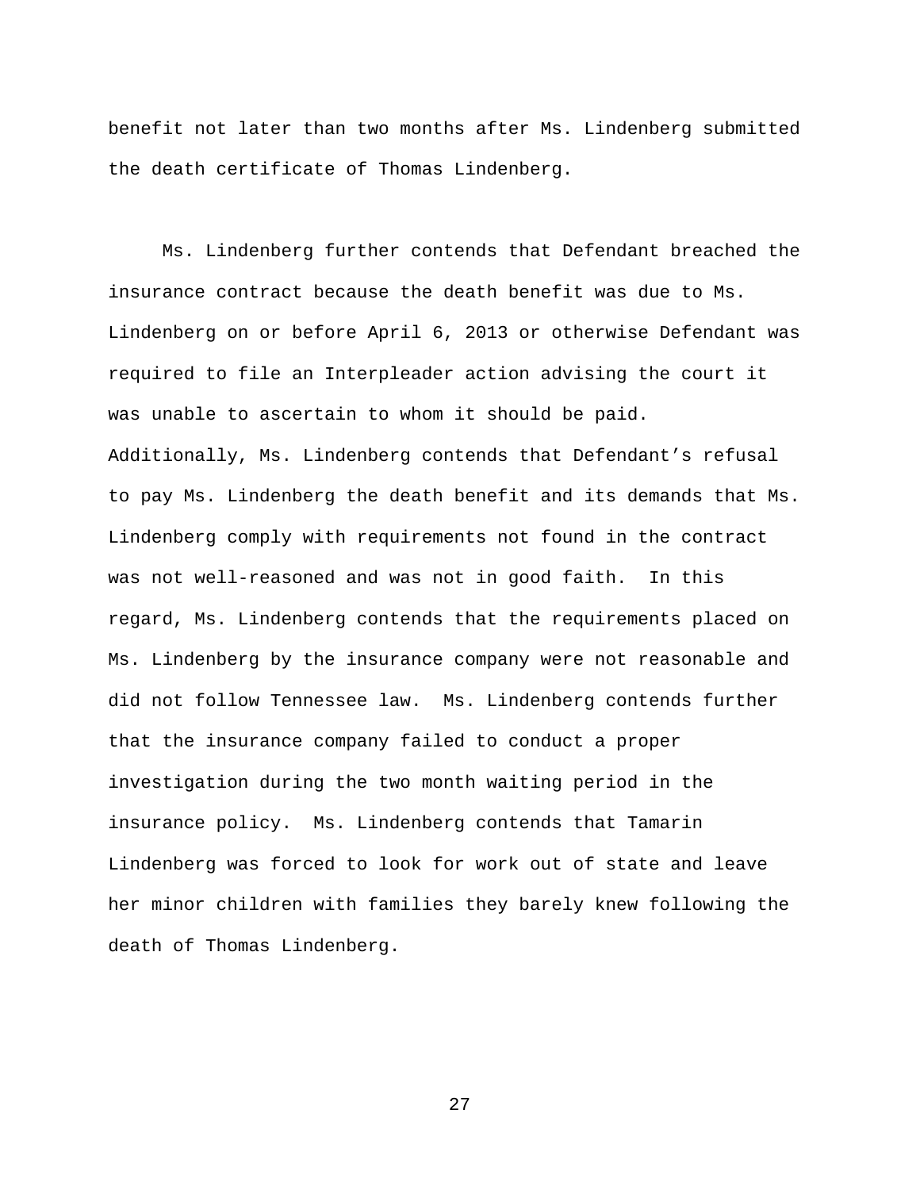benefit not later than two months after Ms. Lindenberg submitted the death certificate of Thomas Lindenberg.

Ms. Lindenberg further contends that Defendant breached the insurance contract because the death benefit was due to Ms. Lindenberg on or before April 6, 2013 or otherwise Defendant was required to file an Interpleader action advising the court it was unable to ascertain to whom it should be paid. Additionally, Ms. Lindenberg contends that Defendant's refusal to pay Ms. Lindenberg the death benefit and its demands that Ms. Lindenberg comply with requirements not found in the contract was not well-reasoned and was not in good faith. In this regard, Ms. Lindenberg contends that the requirements placed on Ms. Lindenberg by the insurance company were not reasonable and did not follow Tennessee law. Ms. Lindenberg contends further that the insurance company failed to conduct a proper investigation during the two month waiting period in the insurance policy. Ms. Lindenberg contends that Tamarin Lindenberg was forced to look for work out of state and leave her minor children with families they barely knew following the death of Thomas Lindenberg.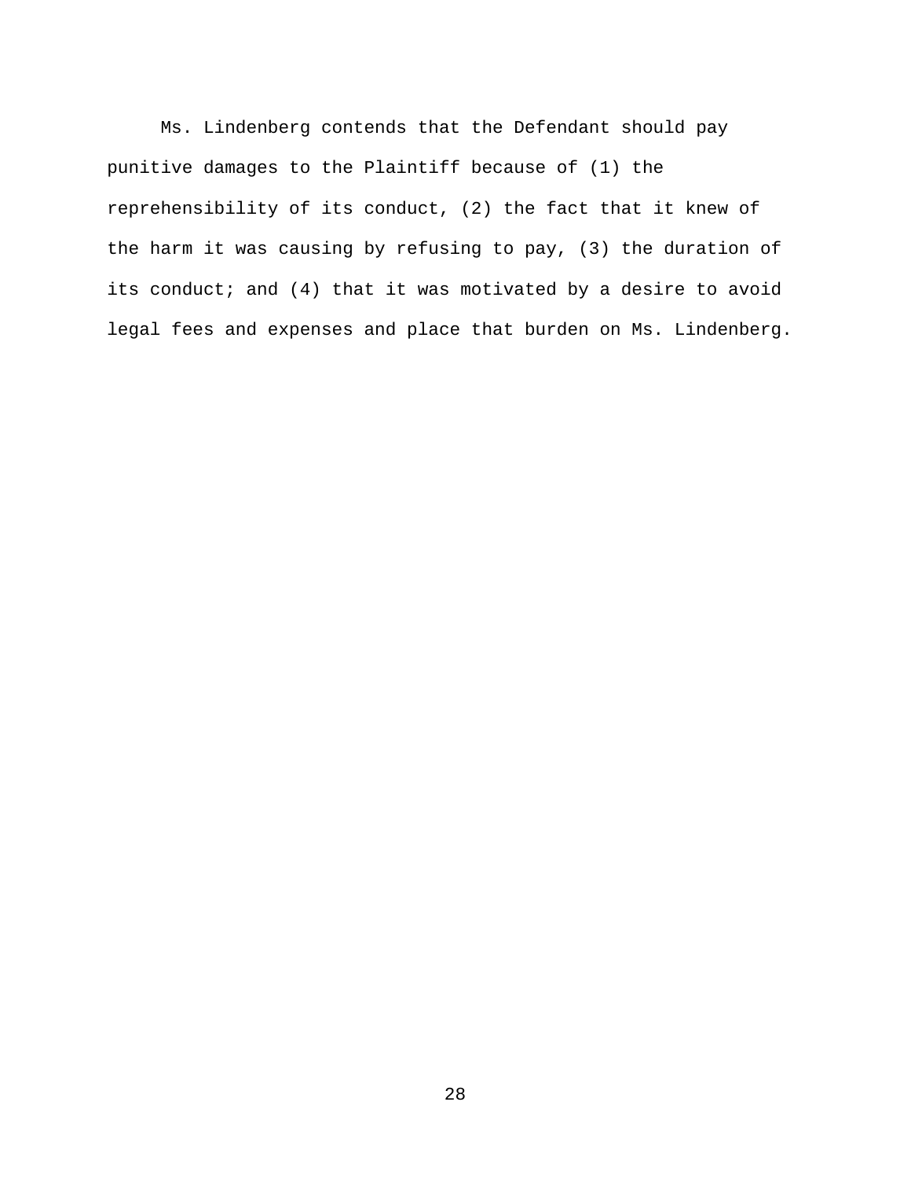Ms. Lindenberg contends that the Defendant should pay punitive damages to the Plaintiff because of (1) the reprehensibility of its conduct, (2) the fact that it knew of the harm it was causing by refusing to pay, (3) the duration of its conduct; and (4) that it was motivated by a desire to avoid legal fees and expenses and place that burden on Ms. Lindenberg.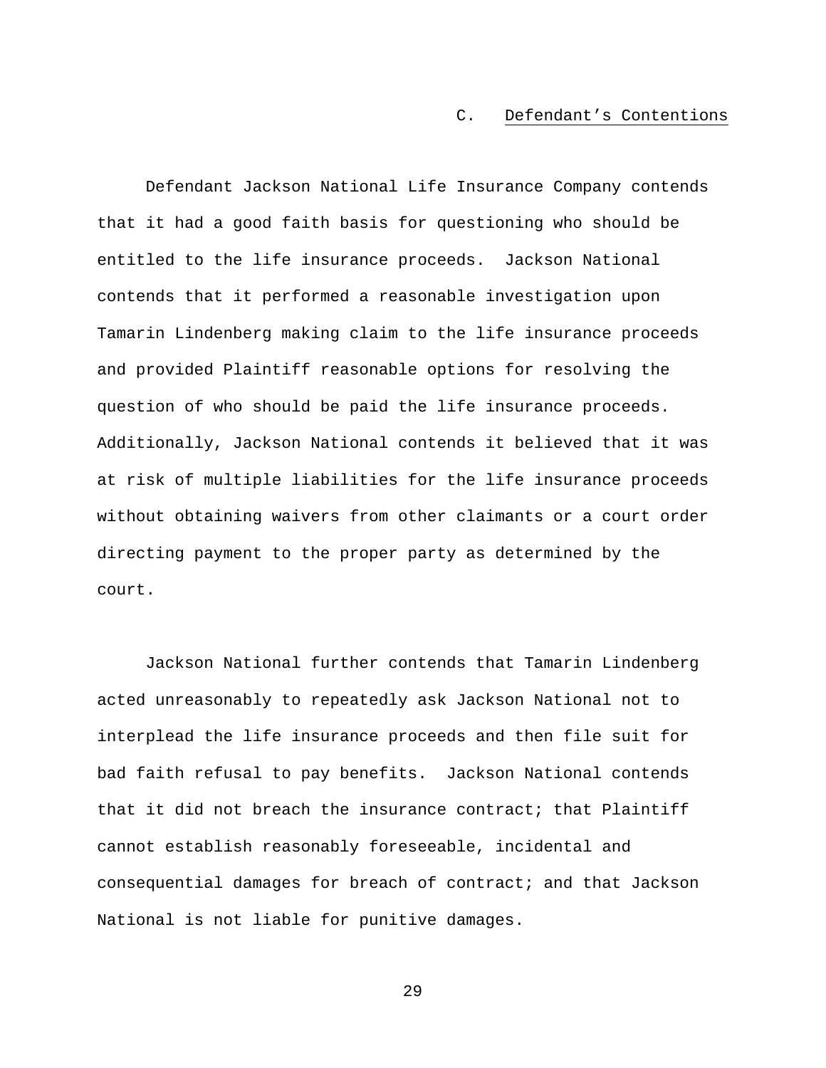### C. Defendant's Contentions

Defendant Jackson National Life Insurance Company contends that it had a good faith basis for questioning who should be entitled to the life insurance proceeds. Jackson National contends that it performed a reasonable investigation upon Tamarin Lindenberg making claim to the life insurance proceeds and provided Plaintiff reasonable options for resolving the question of who should be paid the life insurance proceeds. Additionally, Jackson National contends it believed that it was at risk of multiple liabilities for the life insurance proceeds without obtaining waivers from other claimants or a court order directing payment to the proper party as determined by the court.

Jackson National further contends that Tamarin Lindenberg acted unreasonably to repeatedly ask Jackson National not to interplead the life insurance proceeds and then file suit for bad faith refusal to pay benefits. Jackson National contends that it did not breach the insurance contract; that Plaintiff cannot establish reasonably foreseeable, incidental and consequential damages for breach of contract; and that Jackson National is not liable for punitive damages.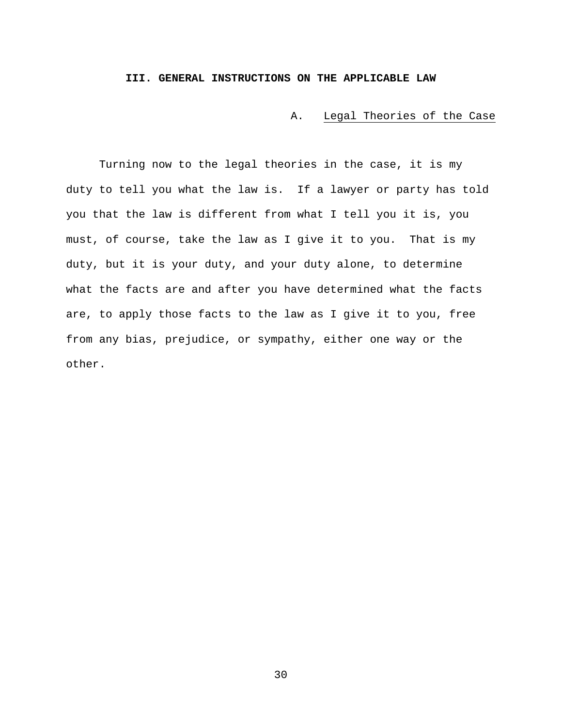## III. GENERAL INSTRUCTIONS ON THE APPLICABLE LAW

### A. Legal Theories of the Case

Turning now to the legal theories in the case, it is my duty to tell you what the law is. If a lawyer or party has told you that the law is different from what I tell you it is, you must, of course, take the law as I give it to you. That is my duty, but it is your duty, and your duty alone, to determine what the facts are and after you have determined what the facts are, to apply those facts to the law as I give it to you, free from any bias, prejudice, or sympathy, either one way or the other.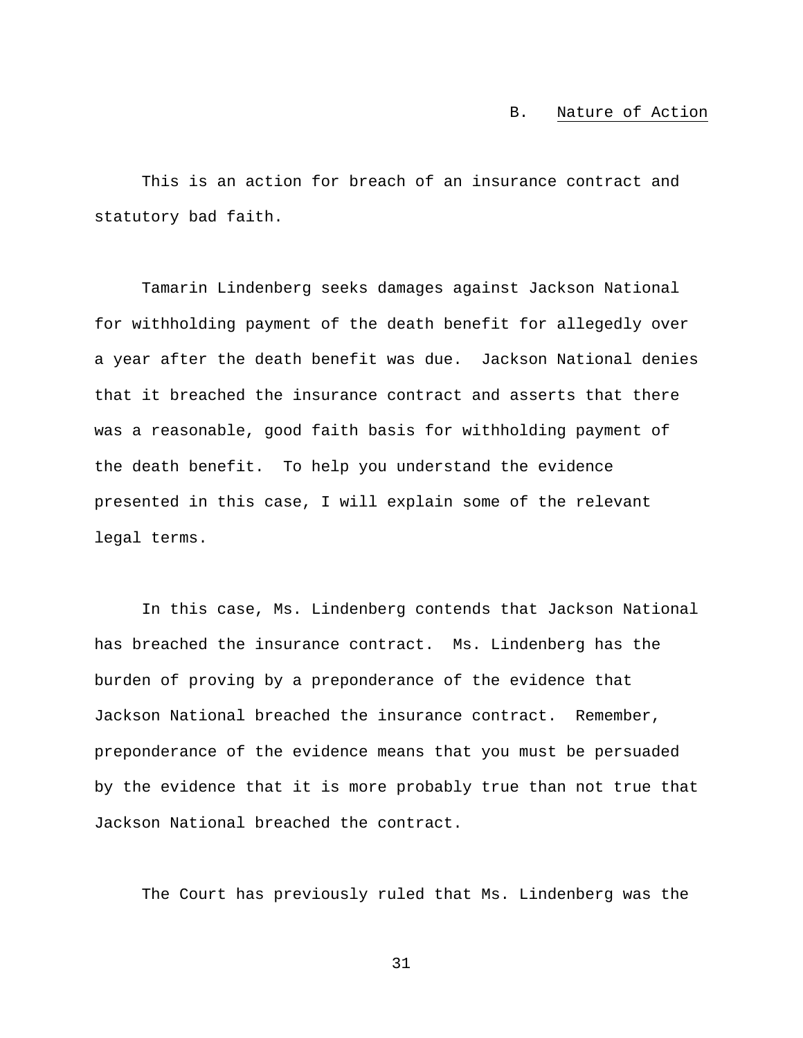### B. Nature of Action

This is an action for breach of an insurance contract and statutory bad faith.

Tamarin Lindenberg seeks damages against Jackson National for withholding payment of the death benefit for allegedly over a year after the death benefit was due. Jackson National denies that it breached the insurance contract and asserts that there was a reasonable, good faith basis for withholding payment of the death benefit. To help you understand the evidence presented in this case, I will explain some of the relevant legal terms.

In this case, Ms. Lindenberg contends that Jackson National has breached the insurance contract. Ms. Lindenberg has the burden of proving by a preponderance of the evidence that Jackson National breached the insurance contract. Remember, preponderance of the evidence means that you must be persuaded by the evidence that it is more probably true than not true that Jackson National breached the contract.

The Court has previously ruled that Ms. Lindenberg was the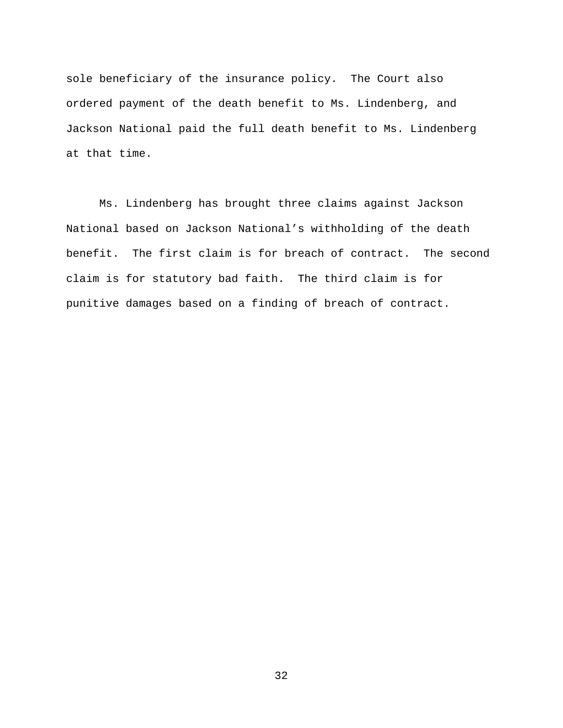sole beneficiary of the insurance policy. The Court also ordered payment of the death benefit to Ms. Lindenberg, and Jackson National paid the full death benefit to Ms. Lindenberg at that time.

Ms. Lindenberg has brought three claims against Jackson National based on Jackson National's withholding of the death benefit. The first claim is for breach of contract. The second claim is for statutory bad faith. The third claim is for punitive damages based on a finding of breach of contract.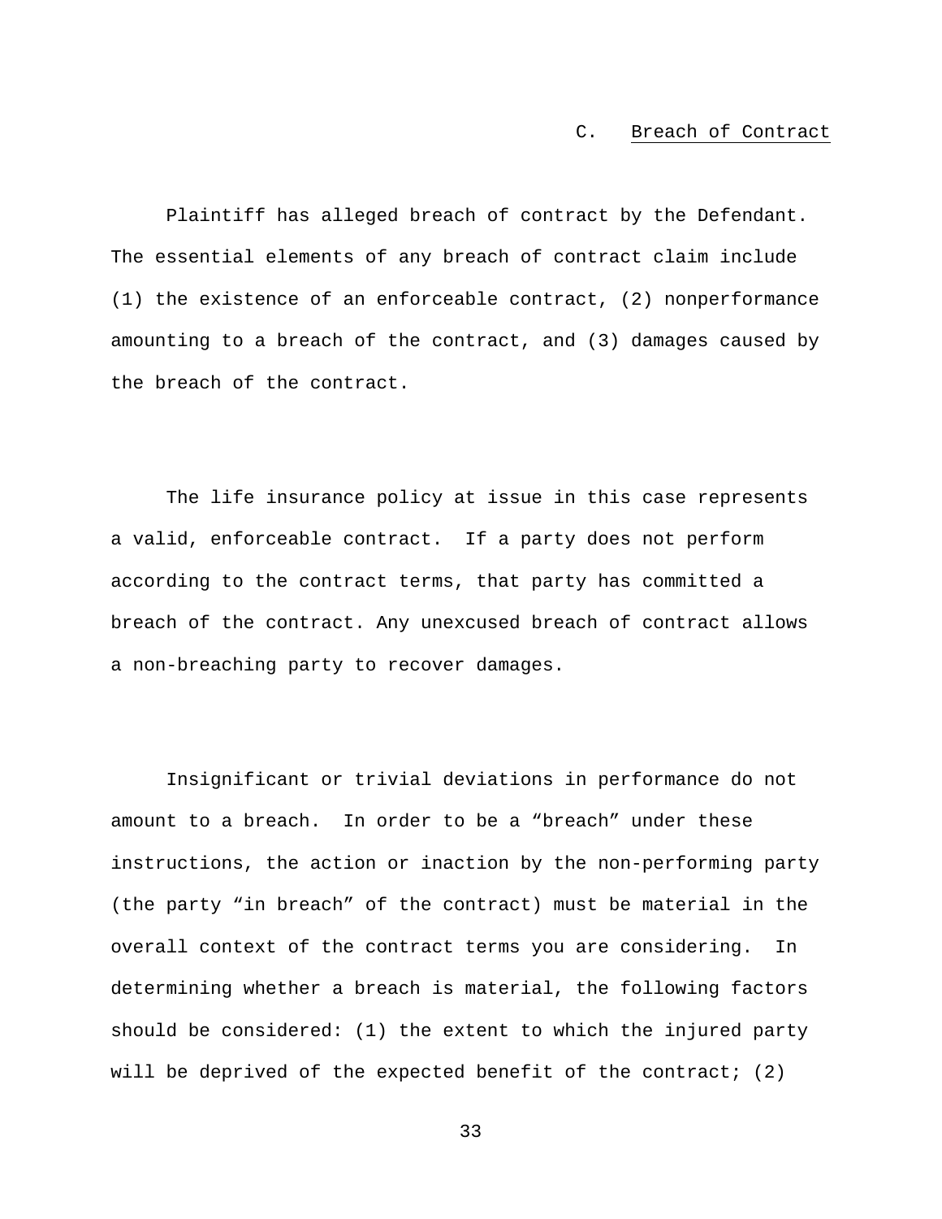### C. Breach of Contract

Plaintiff has alleged breach of contract by the Defendant. The essential elements of any breach of contract claim include (1) the existence of an enforceable contract, (2) nonperformance amounting to a breach of the contract, and (3) damages caused by the breach of the contract.

The life insurance policy at issue in this case represents a valid, enforceable contract. If a party does not perform according to the contract terms, that party has committed a breach of the contract. Any unexcused breach of contract allows a non-breaching party to recover damages.

Insignificant or trivial deviations in performance do not amount to a breach. In order to be a "breach" under these instructions, the action or inaction by the non-performing party (the party "in breach" of the contract) must be material in the overall context of the contract terms you are considering. In determining whether a breach is material, the following factors should be considered: (1) the extent to which the injured party will be deprived of the expected benefit of the contract; (2)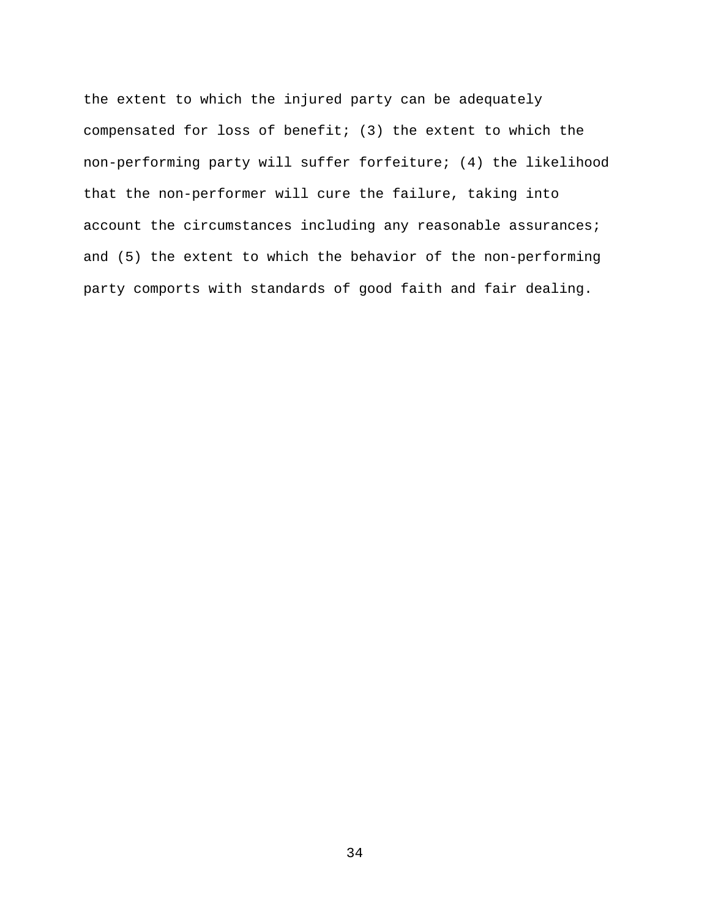the extent to which the injured party can be adequately compensated for loss of benefit; (3) the extent to which the non-performing party will suffer forfeiture; (4) the likelihood that the non-performer will cure the failure, taking into account the circumstances including any reasonable assurances; and (5) the extent to which the behavior of the non-performing party comports with standards of good faith and fair dealing.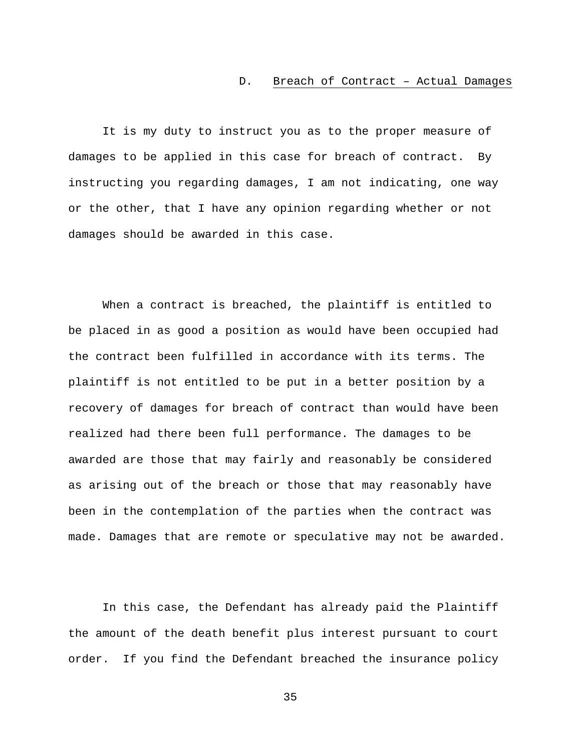### D. Breach of Contract – Actual Damages

It is my duty to instruct you as to the proper measure of damages to be applied in this case for breach of contract. By instructing you regarding damages, I am not indicating, one way or the other, that I have any opinion regarding whether or not damages should be awarded in this case.

When a contract is breached, the plaintiff is entitled to be placed in as good a position as would have been occupied had the contract been fulfilled in accordance with its terms. The plaintiff is not entitled to be put in a better position by a recovery of damages for breach of contract than would have been realized had there been full performance. The damages to be awarded are those that may fairly and reasonably be considered as arising out of the breach or those that may reasonably have been in the contemplation of the parties when the contract was made. Damages that are remote or speculative may not be awarded.

In this case, the Defendant has already paid the Plaintiff the amount of the death benefit plus interest pursuant to court order. If you find the Defendant breached the insurance policy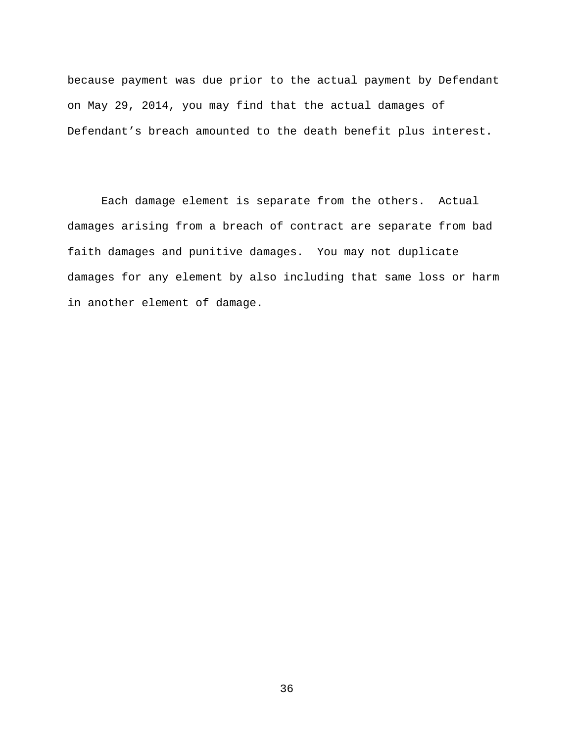because payment was due prior to the actual payment by Defendant on May 29, 2014, you may find that the actual damages of Defendant’s breach amounted to the death benefit plus interest.

Each damage element is separate from the others. Actual damages arising from a breach of contract are separate from bad faith damages and punitive damages. You may not duplicate damages for any element by also including that same loss or harm in another element of damage.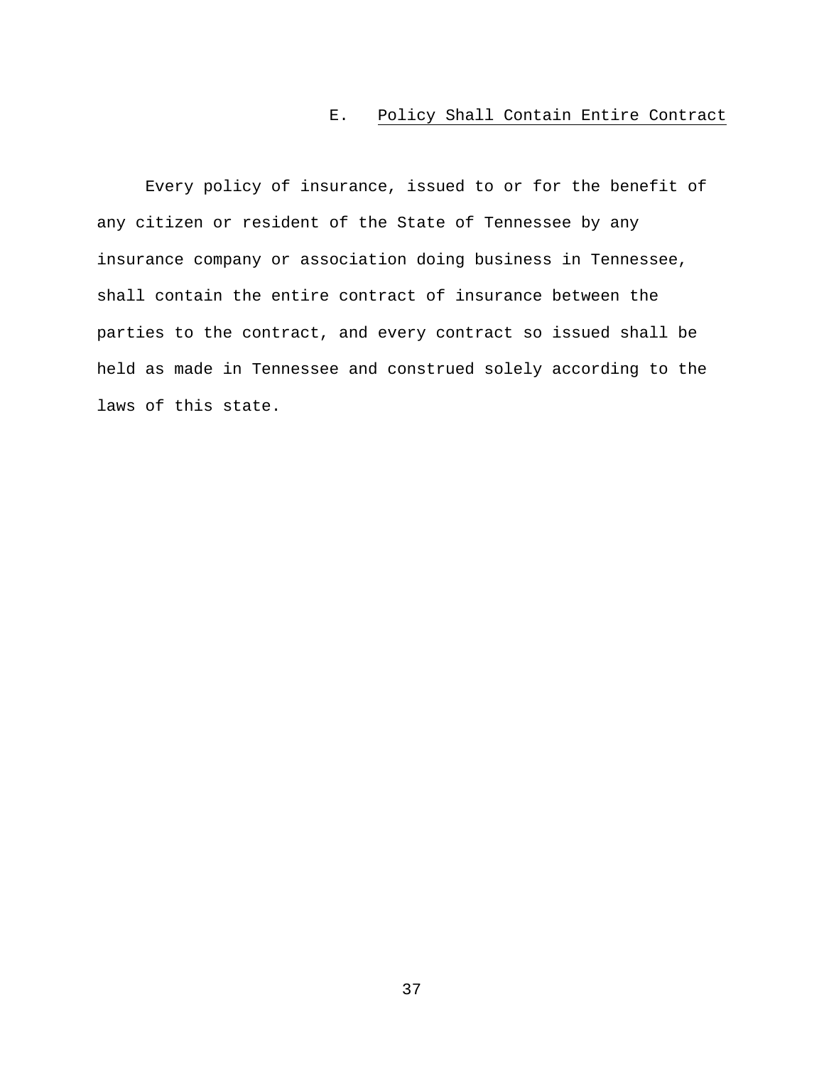### E. Policy Shall Contain Entire Contract

Every policy of insurance, issued to or for the benefit of any citizen or resident of the State of Tennessee by any insurance company or association doing business in Tennessee, shall contain the entire contract of insurance between the parties to the contract, and every contract so issued shall be held as made in Tennessee and construed solely according to the laws of this state.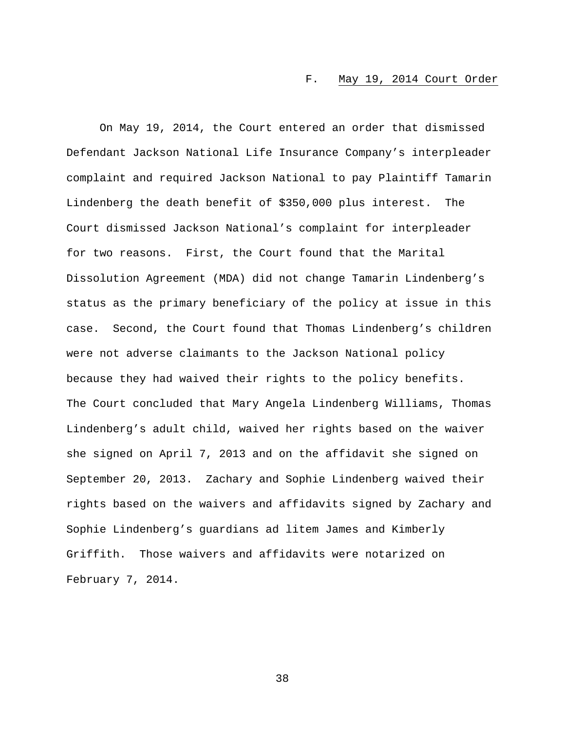### F. May 19, 2014 Court Order

On May 19, 2014, the Court entered an order that dismissed Defendant Jackson National Life Insurance Company's interpleader complaint and required Jackson National to pay Plaintiff Tamarin Lindenberg the death benefit of $350,000 plus interest. The Court dismissed Jackson National's complaint for interpleader for two reasons. First, the Court found that the Marital Dissolution Agreement (MDA) did not change Tamarin Lindenberg's status as the primary beneficiary of the policy at issue in this case. Second, the Court found that Thomas Lindenberg's children were not adverse claimants to the Jackson National policy because they had waived their rights to the policy benefits. The Court concluded that Mary Angela Lindenberg Williams, Thomas Lindenberg's adult child, waived her rights based on the waiver she signed on April 7, 2013 and on the affidavit she signed on September 20, 2013. Zachary and Sophie Lindenberg waived their rights based on the waivers and affidavits signed by Zachary and Sophie Lindenberg's guardians ad litem James and Kimberly Griffith. Those waivers and affidavits were notarized on February 7, 2014.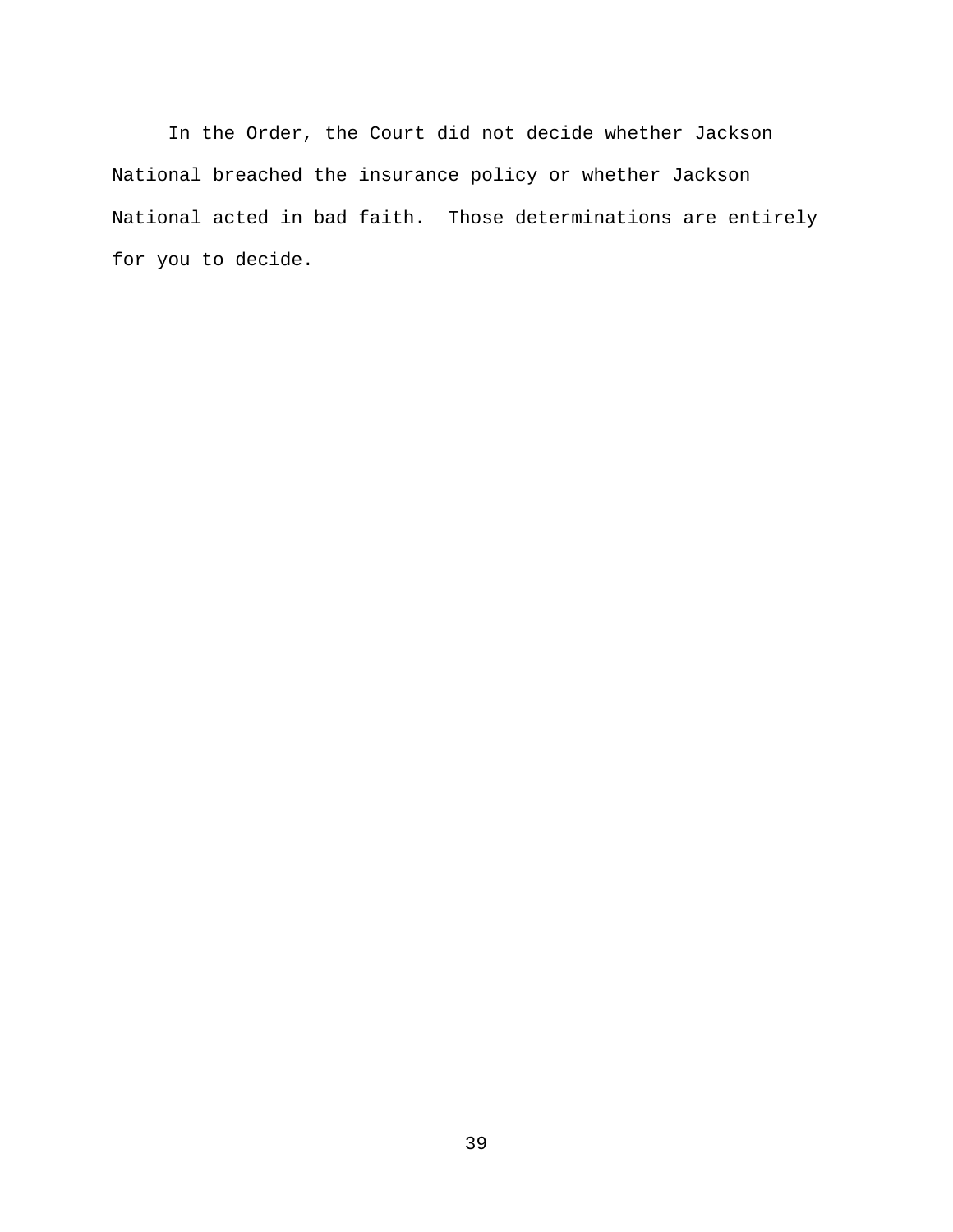In the Order, the Court did not decide whether Jackson National breached the insurance policy or whether Jackson National acted in bad faith. Those determinations are entirely for you to decide.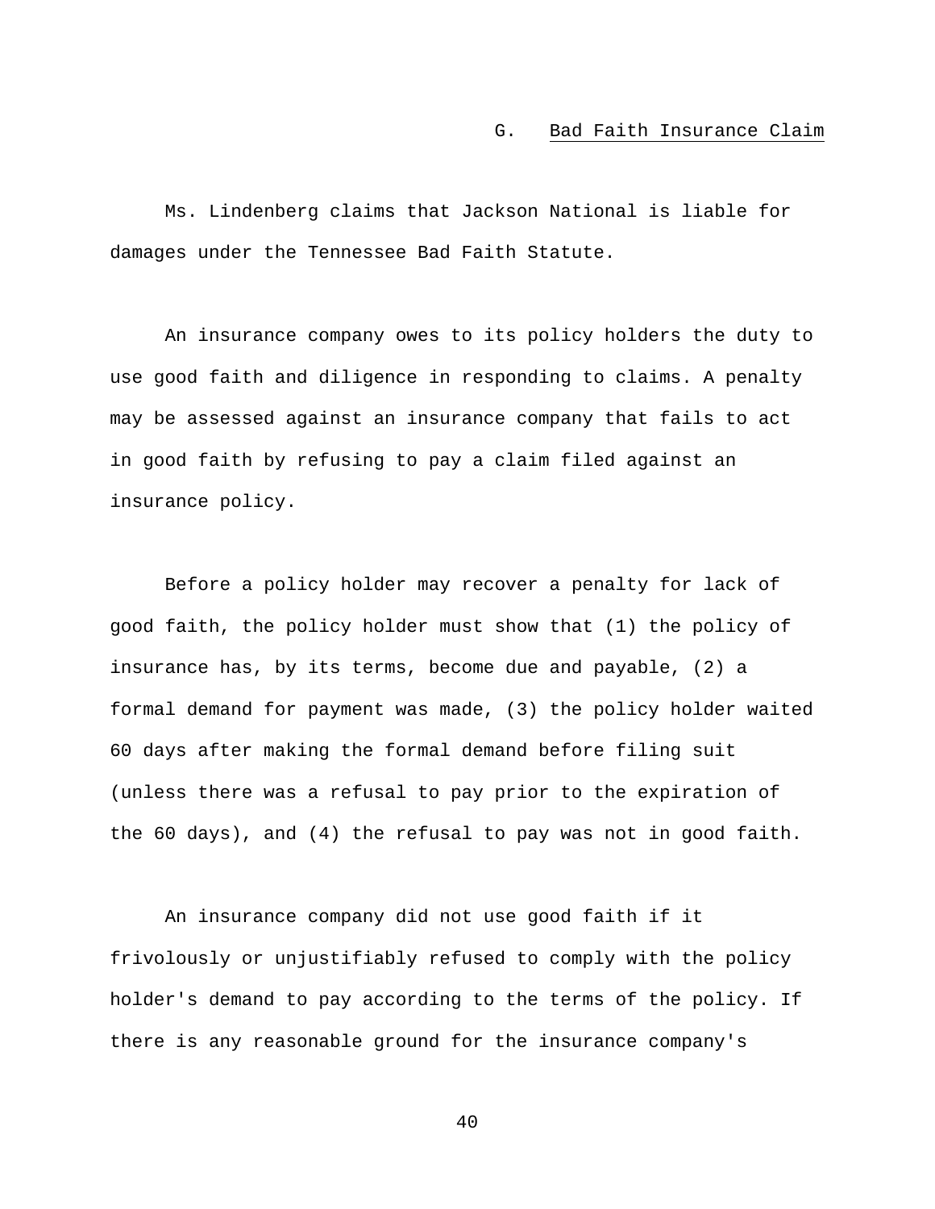### G. Bad Faith Insurance Claim

Ms. Lindenberg claims that Jackson National is liable for damages under the Tennessee Bad Faith Statute.

An insurance company owes to its policy holders the duty to use good faith and diligence in responding to claims. A penalty may be assessed against an insurance company that fails to act in good faith by refusing to pay a claim filed against an insurance policy.

Before a policy holder may recover a penalty for lack of good faith, the policy holder must show that (1) the policy of insurance has, by its terms, become due and payable, (2) a formal demand for payment was made, (3) the policy holder waited 60 days after making the formal demand before filing suit (unless there was a refusal to pay prior to the expiration of the 60 days), and (4) the refusal to pay was not in good faith.

An insurance company did not use good faith if it frivolously or unjustifiably refused to comply with the policy holder's demand to pay according to the terms of the policy. If there is any reasonable ground for the insurance company's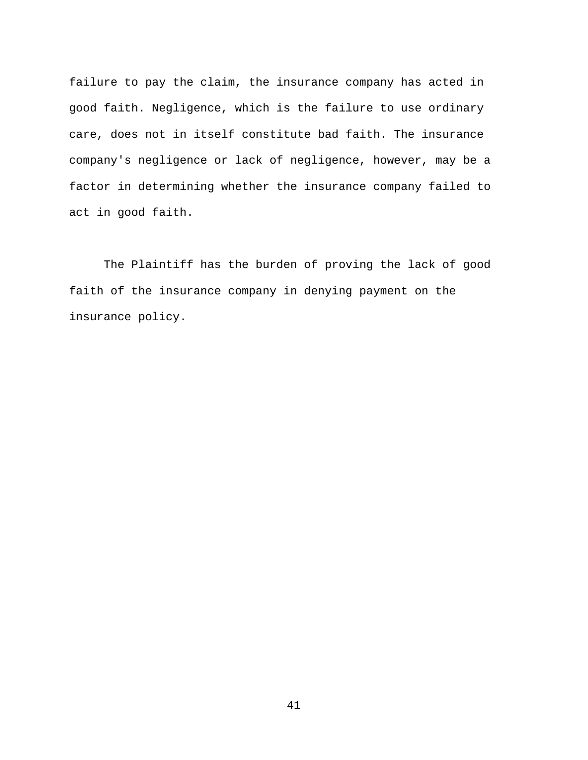failure to pay the claim, the insurance company has acted in good faith. Negligence, which is the failure to use ordinary care, does not in itself constitute bad faith. The insurance company's negligence or lack of negligence, however, may be a factor in determining whether the insurance company failed to act in good faith.

The Plaintiff has the burden of proving the lack of good faith of the insurance company in denying payment on the insurance policy.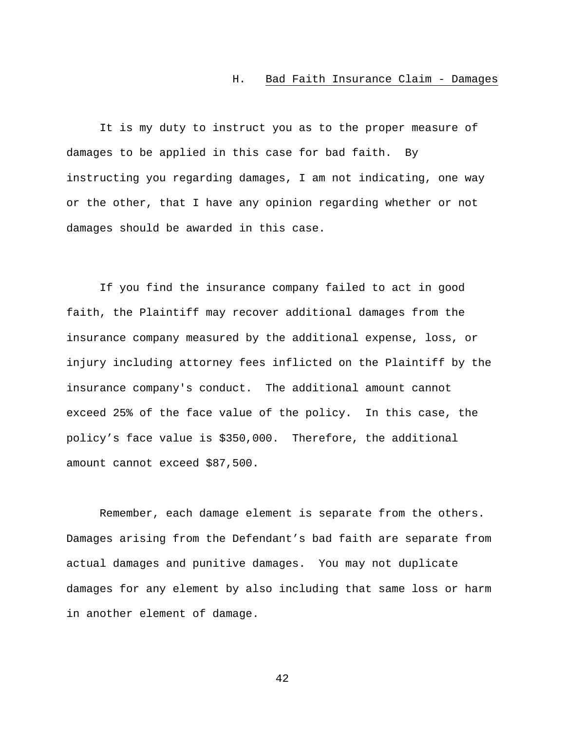## H. Bad Faith Insurance Claim - Damages

It is my duty to instruct you as to the proper measure of damages to be applied in this case for bad faith. By instructing you regarding damages, I am not indicating, one way or the other, that I have any opinion regarding whether or not damages should be awarded in this case.

If you find the insurance company failed to act in good faith, the Plaintiff may recover additional damages from the insurance company measured by the additional expense, loss, or injury including attorney fees inflicted on the Plaintiff by the insurance company's conduct. The additional amount cannot exceed 25% of the face value of the policy. In this case, the policy’s face value is $350,000. Therefore, the additional amount cannot exceed $87,500.

Remember, each damage element is separate from the others. Damages arising from the Defendant’s bad faith are separate from actual damages and punitive damages. You may not duplicate damages for any element by also including that same loss or harm in another element of damage.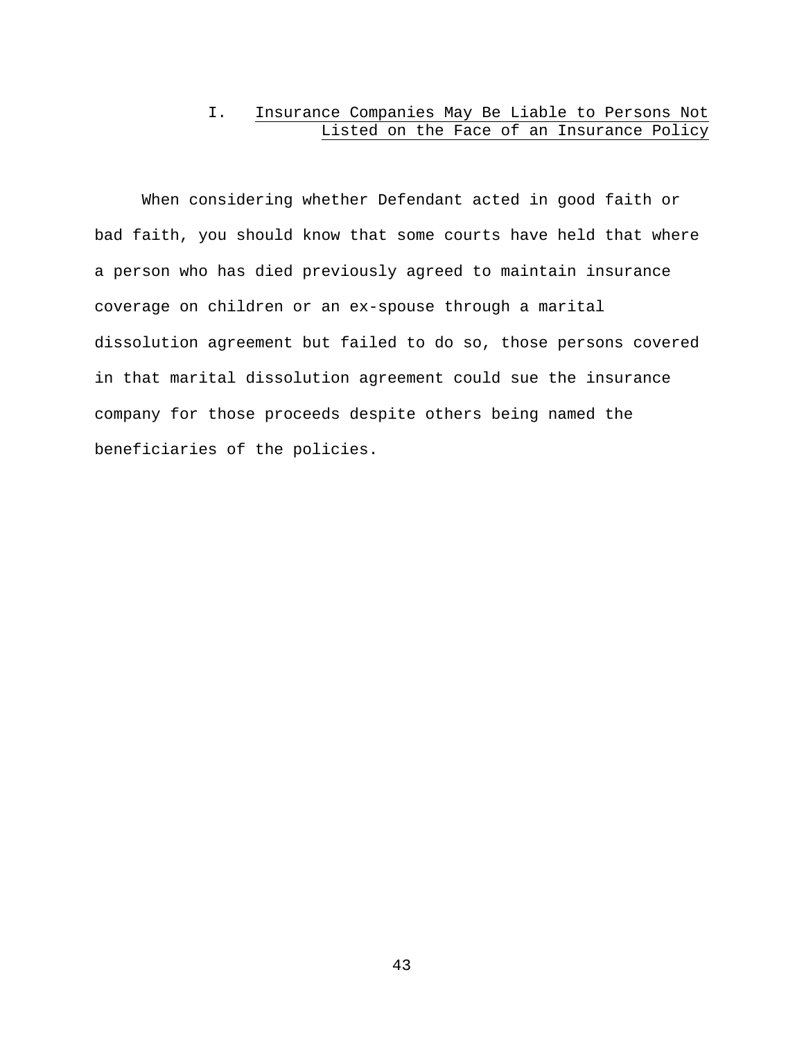## I. Insurance Companies May Be Liable to Persons Not Listed on the Face of an Insurance Policy

When considering whether Defendant acted in good faith or bad faith, you should know that some courts have held that where a person who has died previously agreed to maintain insurance coverage on children or an ex-spouse through a marital dissolution agreement but failed to do so, those persons covered in that marital dissolution agreement could sue the insurance company for those proceeds despite others being named the beneficiaries of the policies.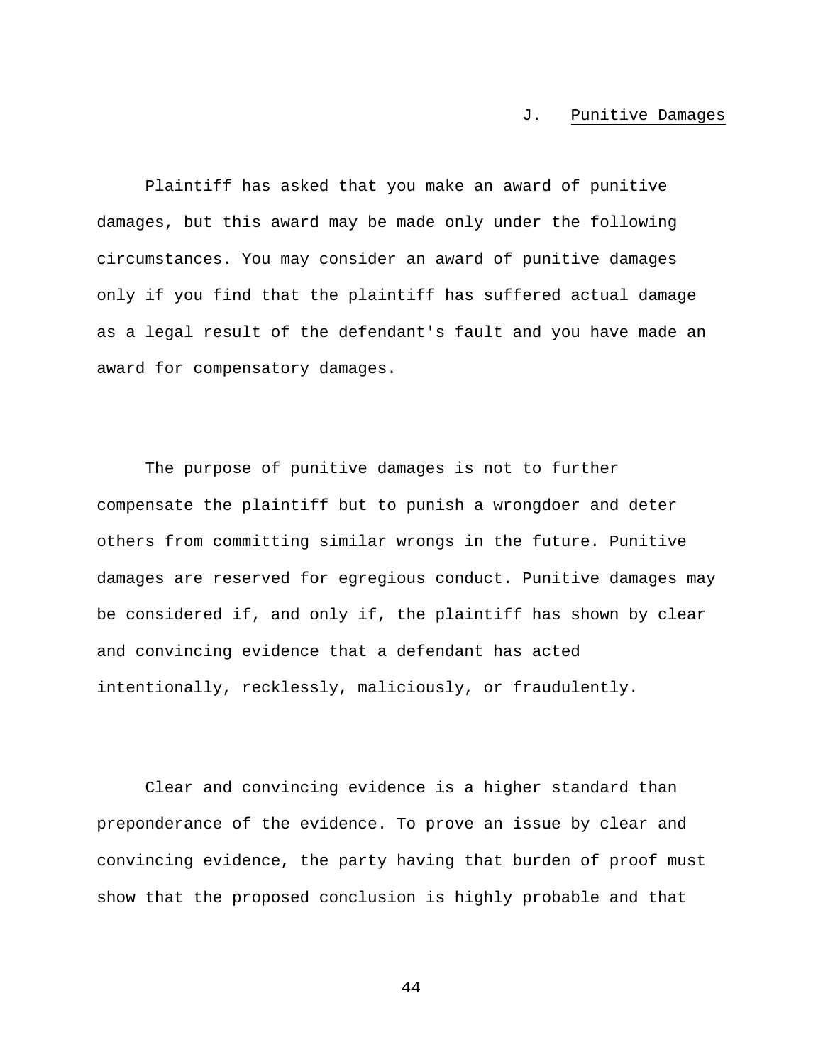### J. Punitive Damages

Plaintiff has asked that you make an award of punitive damages, but this award may be made only under the following circumstances. You may consider an award of punitive damages only if you find that the plaintiff has suffered actual damage as a legal result of the defendant's fault and you have made an award for compensatory damages.

The purpose of punitive damages is not to further compensate the plaintiff but to punish a wrongdoer and deter others from committing similar wrongs in the future. Punitive damages are reserved for egregious conduct. Punitive damages may be considered if, and only if, the plaintiff has shown by clear and convincing evidence that a defendant has acted intentionally, recklessly, maliciously, or fraudulently.

Clear and convincing evidence is a higher standard than preponderance of the evidence. To prove an issue by clear and convincing evidence, the party having that burden of proof must show that the proposed conclusion is highly probable and that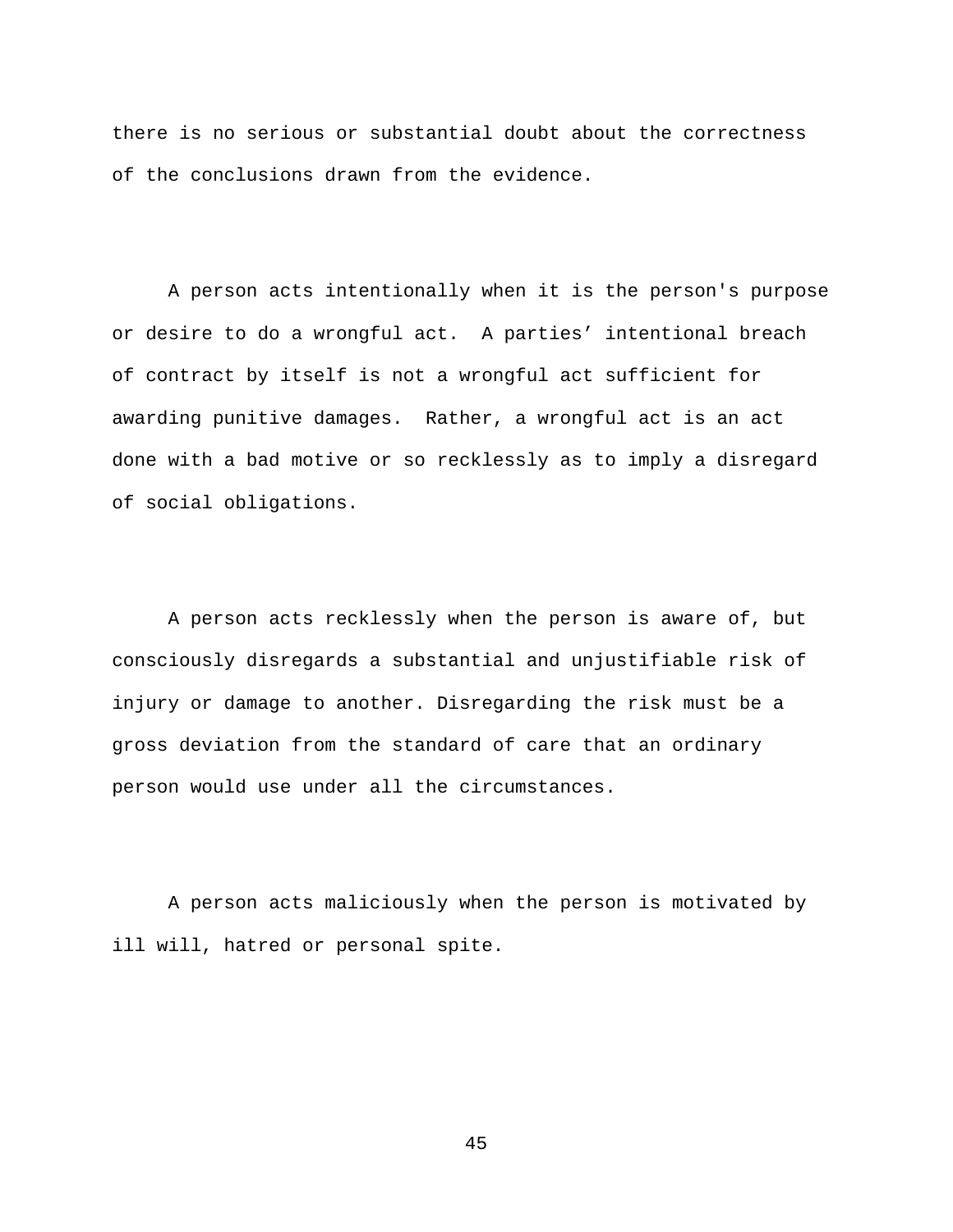there is no serious or substantial doubt about the correctness of the conclusions drawn from the evidence.

A person acts intentionally when it is the person's purpose or desire to do a wrongful act. A parties' intentional breach of contract by itself is not a wrongful act sufficient for awarding punitive damages. Rather, a wrongful act is an act done with a bad motive or so recklessly as to imply a disregard of social obligations.

A person acts recklessly when the person is aware of, but consciously disregards a substantial and unjustifiable risk of injury or damage to another. Disregarding the risk must be a gross deviation from the standard of care that an ordinary person would use under all the circumstances.

A person acts maliciously when the person is motivated by ill will, hatred or personal spite.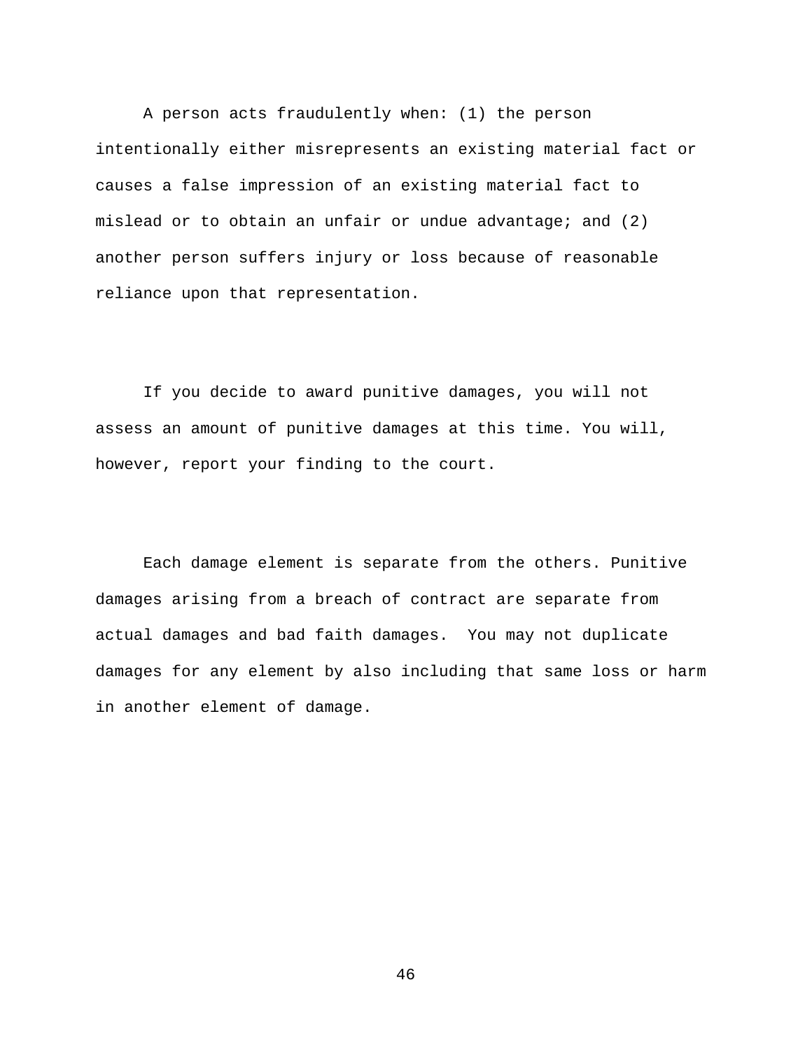A person acts fraudulently when: (1) the person intentionally either misrepresents an existing material fact or causes a false impression of an existing material fact to mislead or to obtain an unfair or undue advantage; and (2) another person suffers injury or loss because of reasonable reliance upon that representation.

If you decide to award punitive damages, you will not assess an amount of punitive damages at this time. You will, however, report your finding to the court.

Each damage element is separate from the others. Punitive damages arising from a breach of contract are separate from actual damages and bad faith damages. You may not duplicate damages for any element by also including that same loss or harm in another element of damage.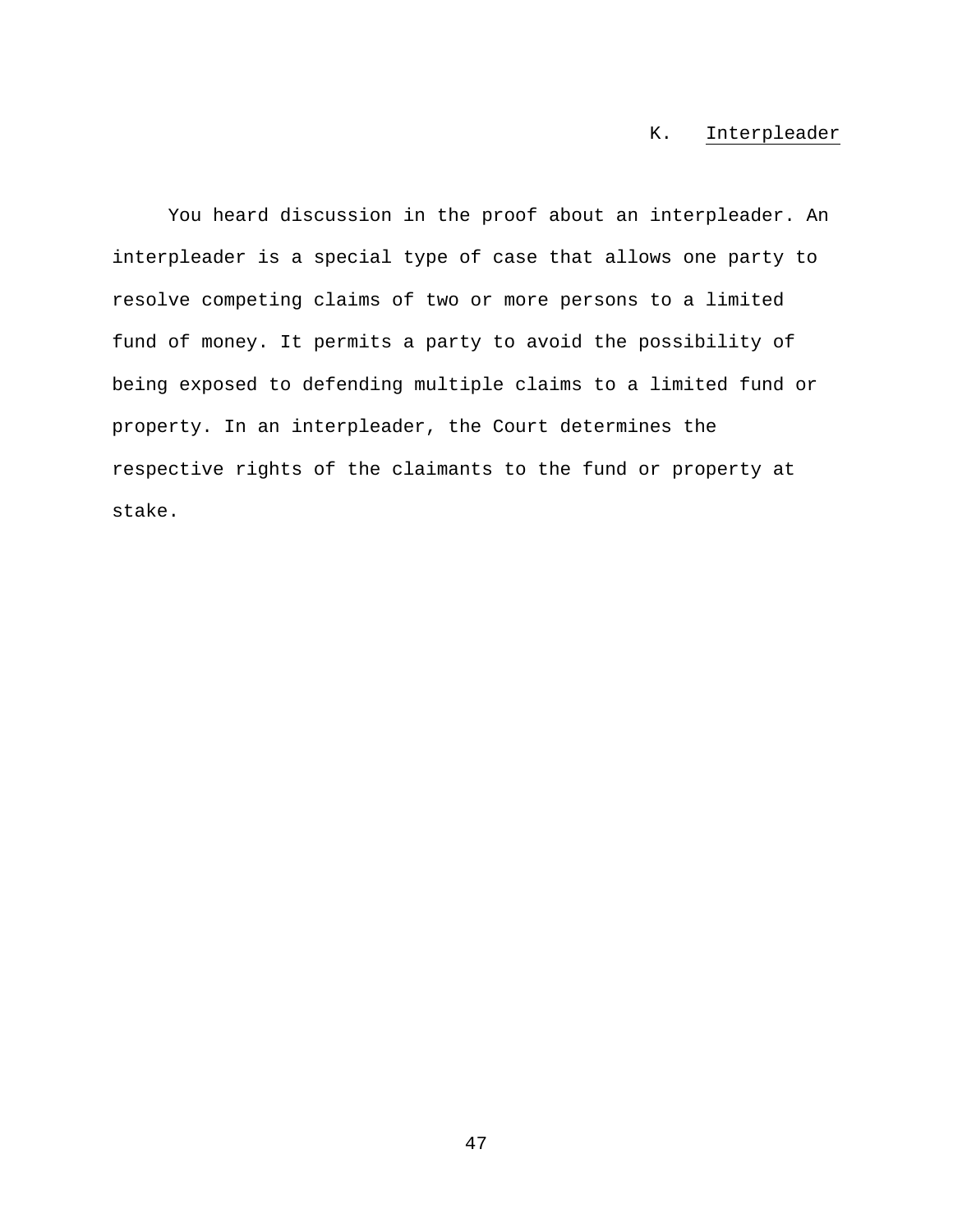## K. Interpleader

You heard discussion in the proof about an interpleader. An interpleader is a special type of case that allows one party to resolve competing claims of two or more persons to a limited fund of money. It permits a party to avoid the possibility of being exposed to defending multiple claims to a limited fund or property. In an interpleader, the Court determines the respective rights of the claimants to the fund or property at stake.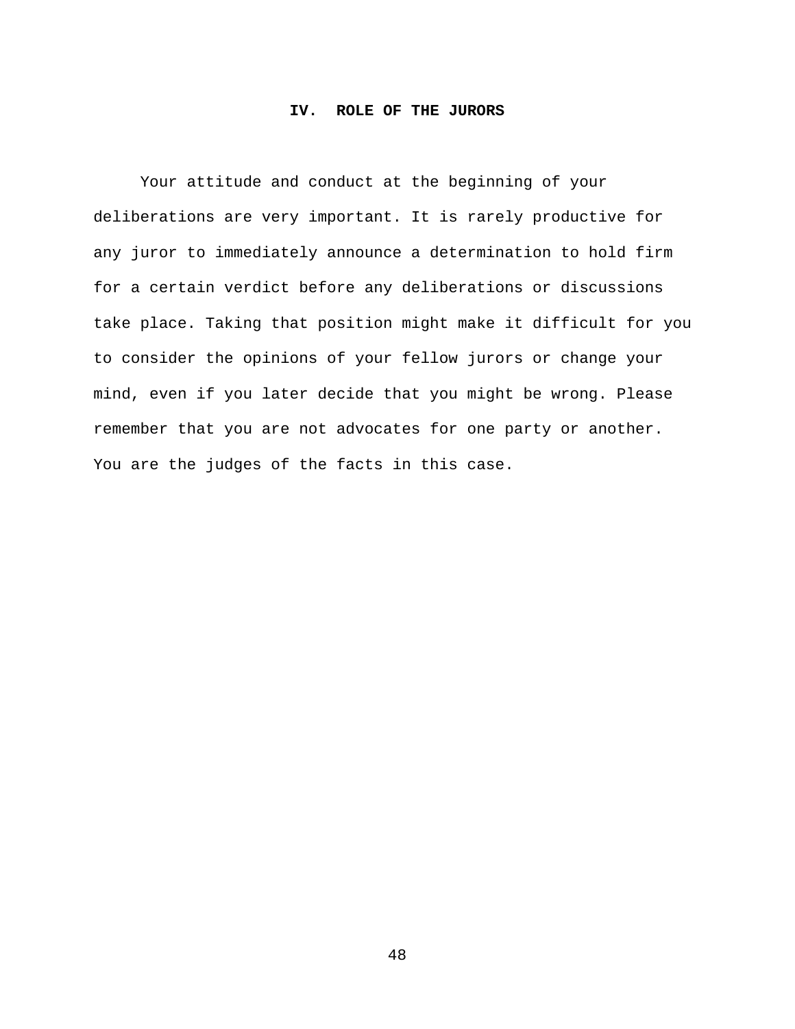## IV. ROLE OF THE JURORS

Your attitude and conduct at the beginning of your deliberations are very important. It is rarely productive for any juror to immediately announce a determination to hold firm for a certain verdict before any deliberations or discussions take place. Taking that position might make it difficult for you to consider the opinions of your fellow jurors or change your mind, even if you later decide that you might be wrong. Please remember that you are not advocates for one party or another. You are the judges of the facts in this case.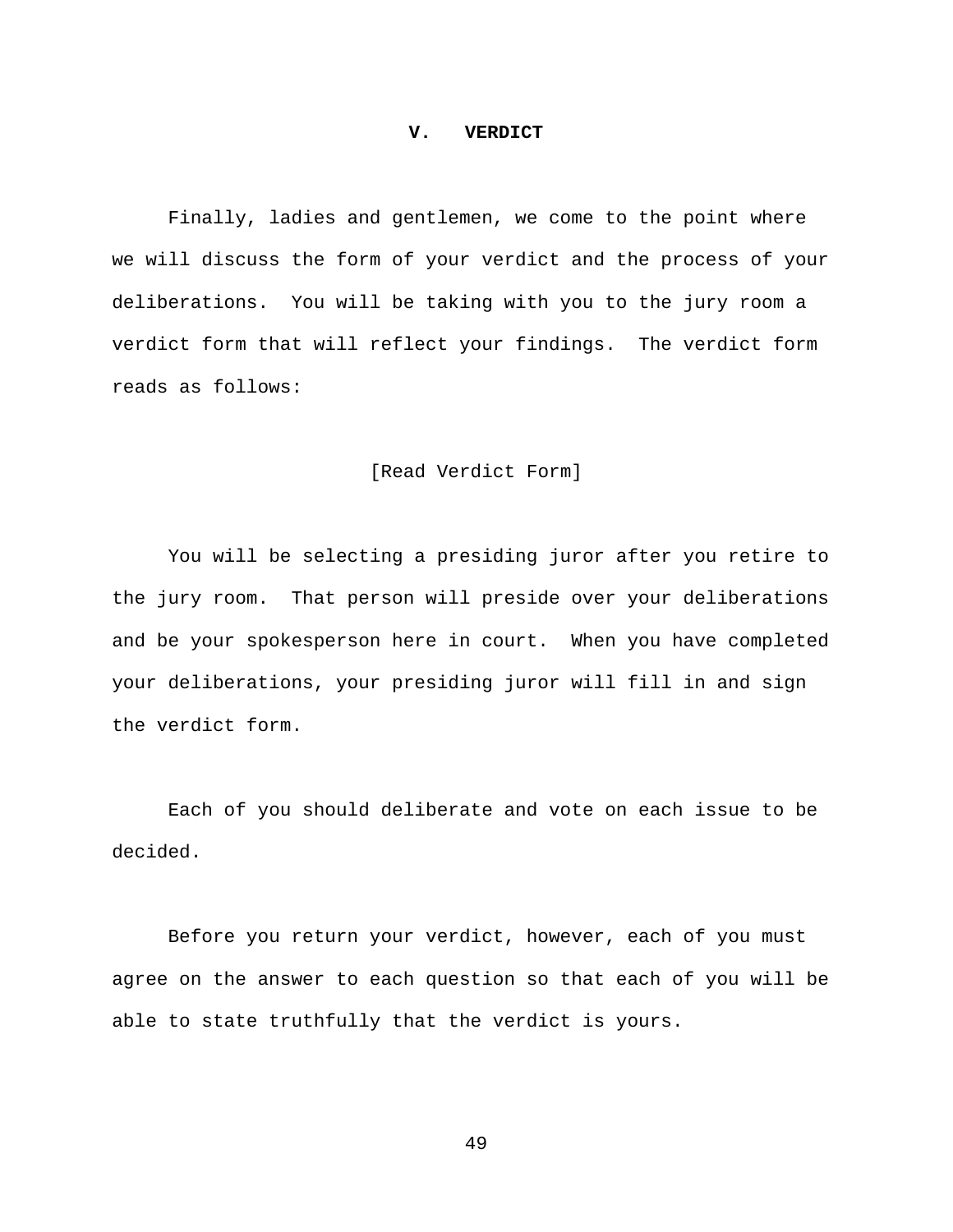## V. VERDICT

Finally, ladies and gentlemen, we come to the point where we will discuss the form of your verdict and the process of your deliberations. You will be taking with you to the jury room a verdict form that will reflect your findings. The verdict form reads as follows:

[Read Verdict Form]

You will be selecting a presiding juror after you retire to the jury room. That person will preside over your deliberations and be your spokesperson here in court. When you have completed your deliberations, your presiding juror will fill in and sign the verdict form.

Each of you should deliberate and vote on each issue to be decided.

Before you return your verdict, however, each of you must agree on the answer to each question so that each of you will be able to state truthfully that the verdict is yours.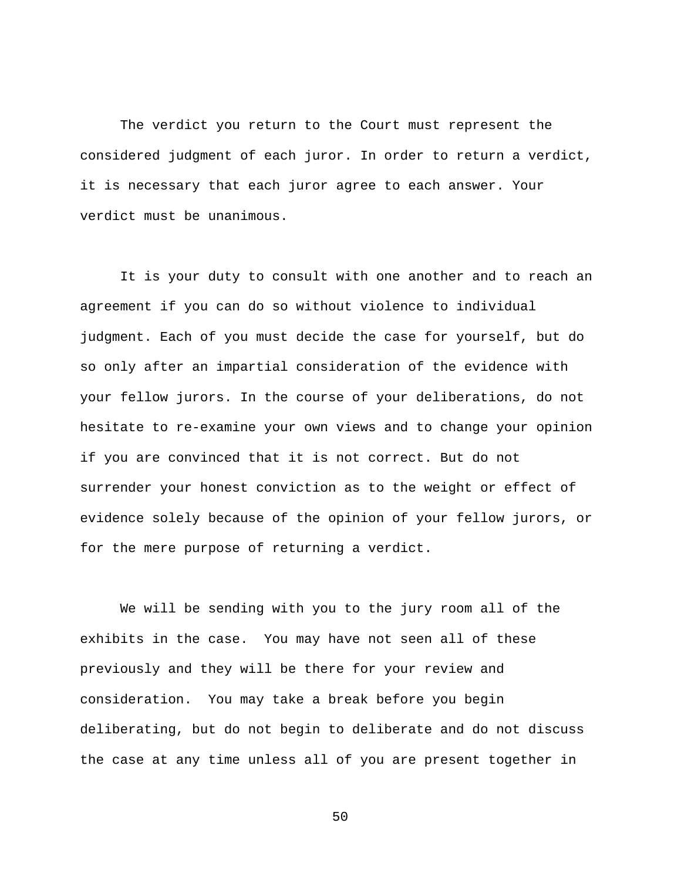The verdict you return to the Court must represent the considered judgment of each juror. In order to return a verdict, it is necessary that each juror agree to each answer. Your verdict must be unanimous.

It is your duty to consult with one another and to reach an agreement if you can do so without violence to individual judgment. Each of you must decide the case for yourself, but do so only after an impartial consideration of the evidence with your fellow jurors. In the course of your deliberations, do not hesitate to re-examine your own views and to change your opinion if you are convinced that it is not correct. But do not surrender your honest conviction as to the weight or effect of evidence solely because of the opinion of your fellow jurors, or for the mere purpose of returning a verdict.

We will be sending with you to the jury room all of the exhibits in the case. You may have not seen all of these previously and they will be there for your review and consideration. You may take a break before you begin deliberating, but do not begin to deliberate and do not discuss the case at any time unless all of you are present together in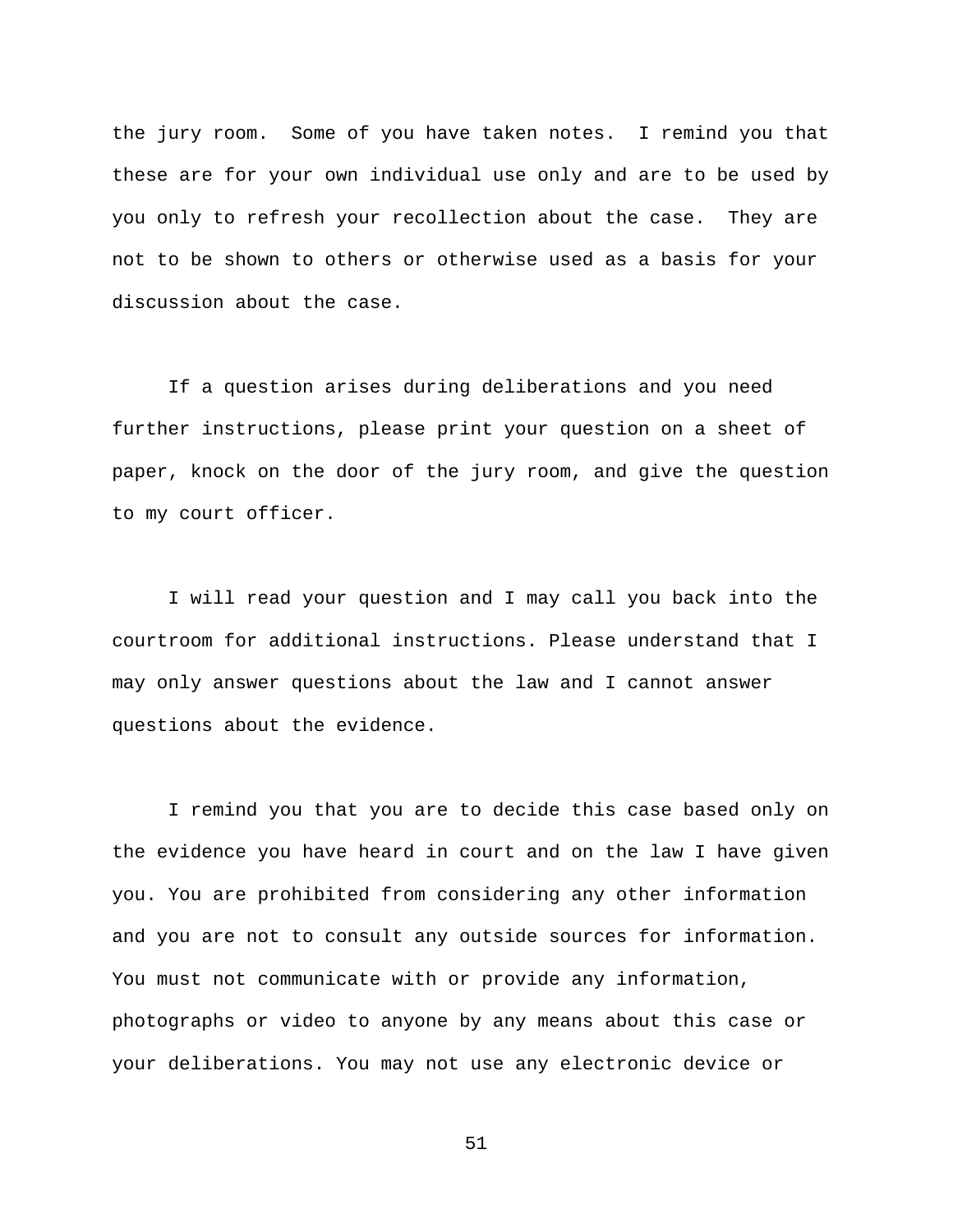the jury room. Some of you have taken notes. I remind you that these are for your own individual use only and are to be used by you only to refresh your recollection about the case. They are not to be shown to others or otherwise used as a basis for your discussion about the case.

If a question arises during deliberations and you need further instructions, please print your question on a sheet of paper, knock on the door of the jury room, and give the question to my court officer.

I will read your question and I may call you back into the courtroom for additional instructions. Please understand that I may only answer questions about the law and I cannot answer questions about the evidence.

I remind you that you are to decide this case based only on the evidence you have heard in court and on the law I have given you. You are prohibited from considering any other information and you are not to consult any outside sources for information. You must not communicate with or provide any information, photographs or video to anyone by any means about this case or your deliberations. You may not use any electronic device or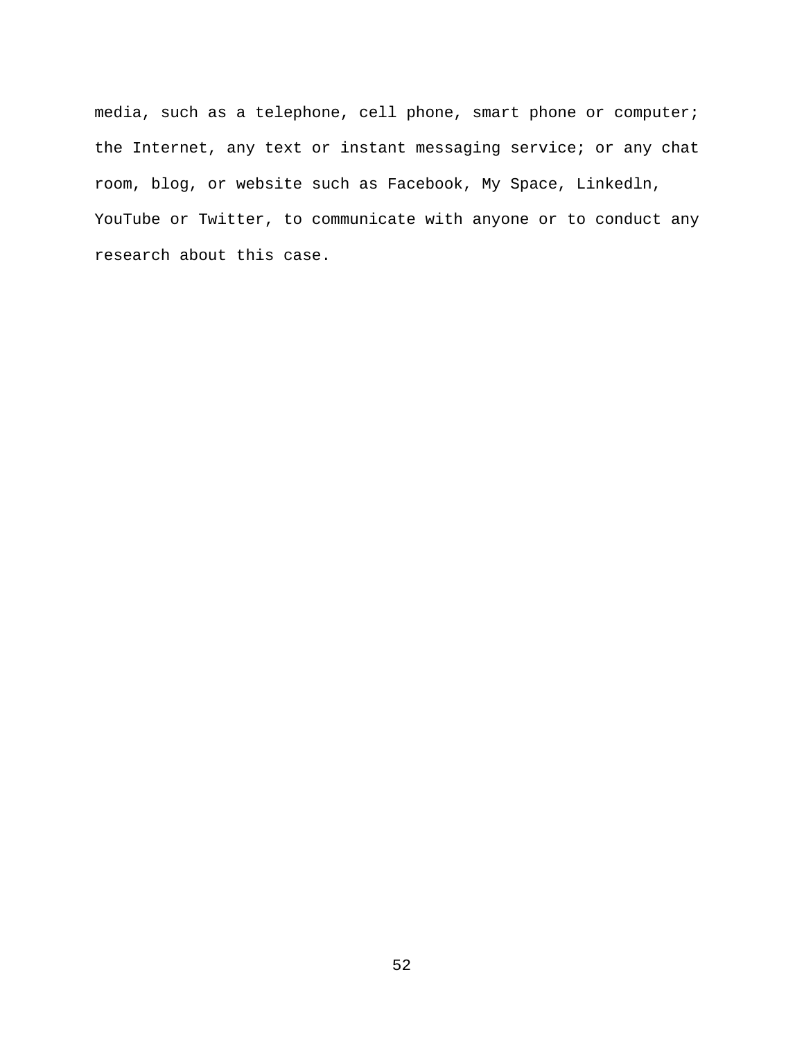media, such as a telephone, cell phone, smart phone or computer; the Internet, any text or instant messaging service; or any chat room, blog, or website such as Facebook, My Space, Linkedln, YouTube or Twitter, to communicate with anyone or to conduct any research about this case.